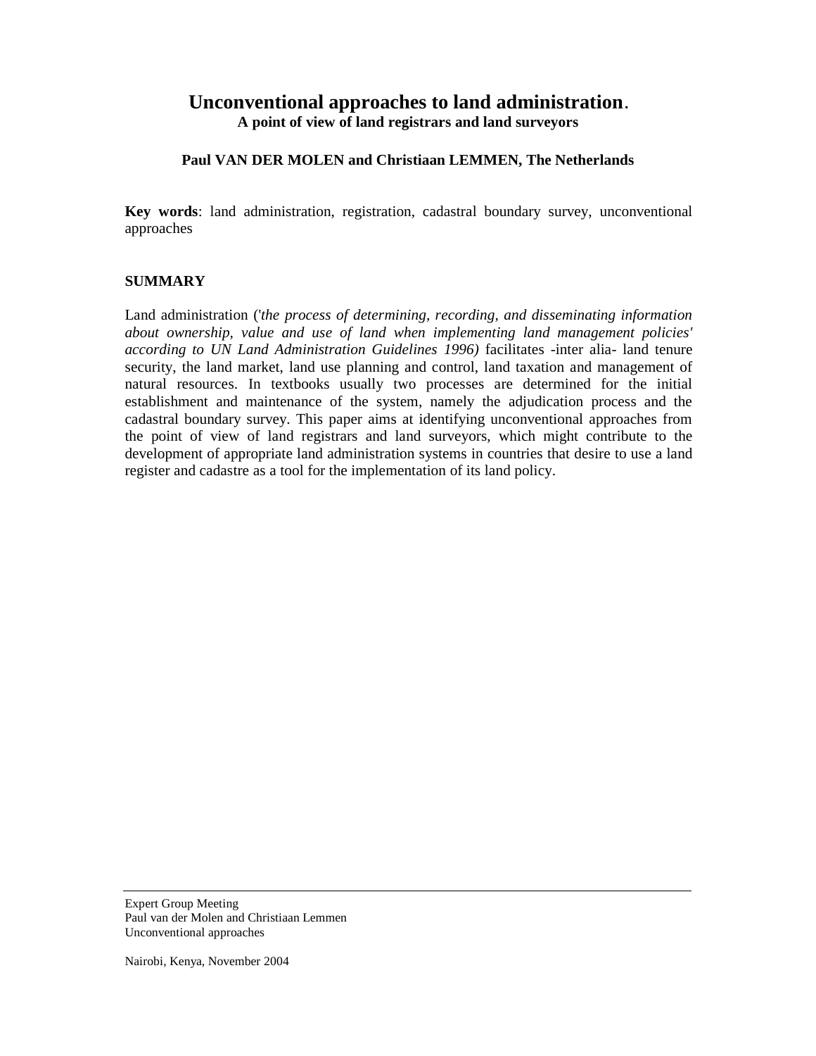# Unconventional approaches to land administration.

### A point of view of land registrars and land surveyors

**Paul VAN DER MOLEN and Christiaan LEMMEN, The Netherlands**

**Key words**: land administration, registration, cadastral boundary survey, unconventional approaches

## SUMMARY

Land administration ('*the process of determining, recording, and disseminating information about ownership, value and use of land when implementing land management policies' according to UN Land Administration Guidelines 1996)* facilitates -inter alia- land tenure security, the land market, land use planning and control, land taxation and management of natural resources. In textbooks usually two processes are determined for the initial establishment and maintenance of the system, namely the adjudication process and the cadastral boundary survey. This paper aims at identifying unconventional approaches from the point of view of land registrars and land surveyors, which might contribute to the development of appropriate land administration systems in countries that desire to use a land register and cadastre as a tool for the implementation of its land policy.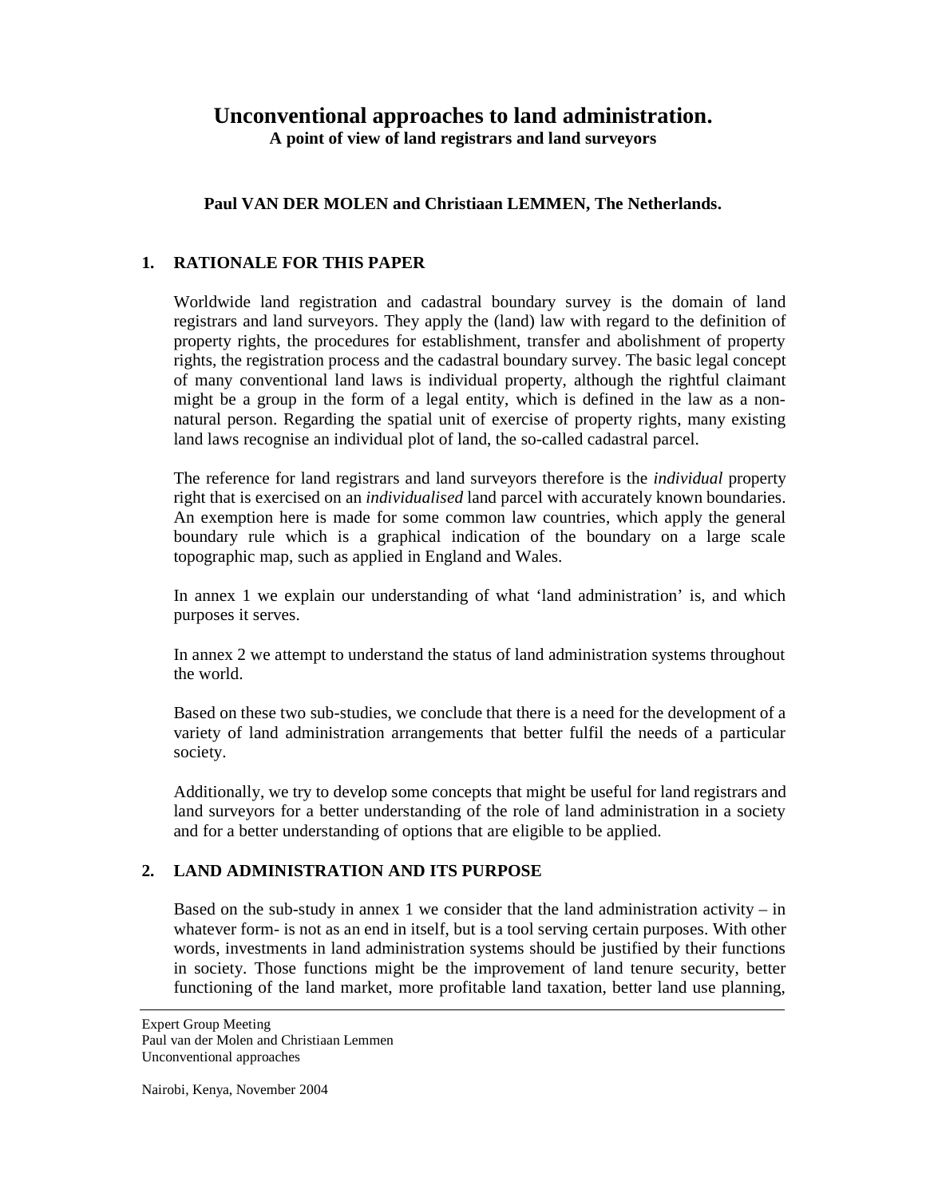# Unconventional approaches to land administration.

**A point of view of land registrars and land surveyors**

**Paul VAN DER MOLEN and Christiaan LEMMEN, The Netherlands.**

## 1. RATIONALE FOR THIS PAPER

Worldwide land registration and cadastral boundary survey is the domain of land registrars and land surveyors. They apply the (land) law with regard to the definition of property rights, the procedures for establishment, transfer and abolishment of property rights, the registration process and the cadastral boundary survey. The basic legal concept of many conventional land laws is individual property, although the rightful claimant might be a group in the form of a legal entity, which is defined in the law as a non-natural person. Regarding the spatial unit of exercise of property rights, many existing land laws recognise an individual plot of land, the so-called cadastral parcel.

The reference for land registrars and land surveyors therefore is the *individual* property right that is exercised on an *individualised* land parcel with accurately known boundaries. An exemption here is made for some common law countries, which apply the general boundary rule which is a graphical indication of the boundary on a large scale topographic map, such as applied in England and Wales.

In annex 1 we explain our understanding of what 'land administration' is, and which purposes it serves.

In annex 2 we attempt to understand the status of land administration systems throughout the world.

Based on these two sub-studies, we conclude that there is a need for the development of a variety of land administration arrangements that better fulfil the needs of a particular society.

Additionally, we try to develop some concepts that might be useful for land registrars and land surveyors for a better understanding of the role of land administration in a society and for a better understanding of options that are eligible to be applied.

## 2. LAND ADMINISTRATION AND ITS PURPOSE

Based on the sub-study in annex 1 we consider that the land administration activity – in whatever form- is not as an end in itself, but is a tool serving certain purposes. With other words, investments in land administration systems should be justified by their functions in society. Those functions might be the improvement of land tenure security, better functioning of the land market, more profitable land taxation, better land use planning,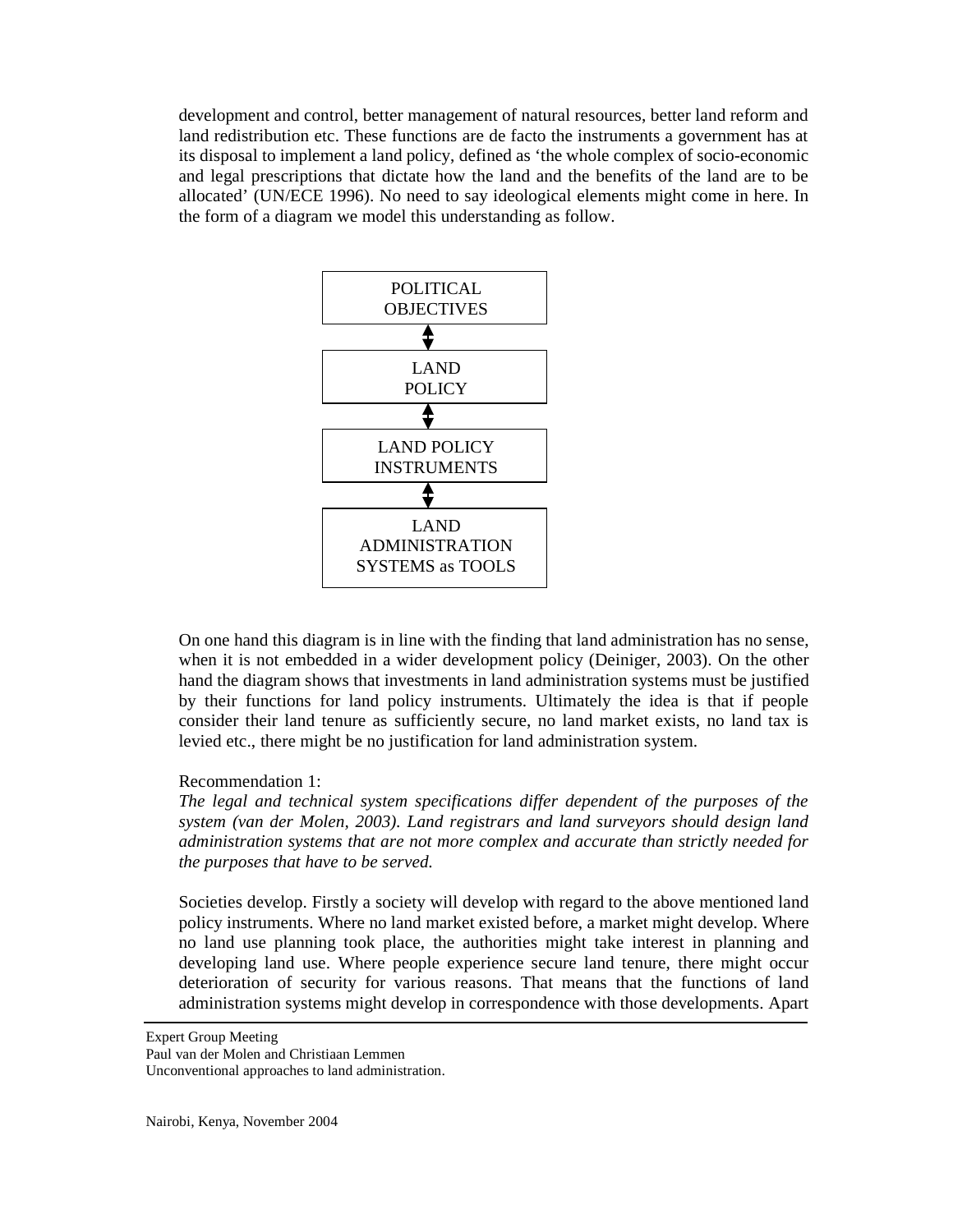development and control, better management of natural resources, better land reform and land redistribution etc. These functions are de facto the instruments a government has at its disposal to implement a land policy, defined as 'the whole complex of socio-economic and legal prescriptions that dictate how the land and the benefits of the land are to be allocated' (UN/ECE 1996). No need to say ideological elements might come in here. In the form of a diagram we model this understanding as follow.

POLITICAL OBJECTIVES

↕

LAND POLICY

↕

LAND POLICY INSTRUMENTS

↕

LAND ADMINISTRATION SYSTEMS as TOOLS

On one hand this diagram is in line with the finding that land administration has no sense, when it is not embedded in a wider development policy (Deiniger, 2003). On the other hand the diagram shows that investments in land administration systems must be justified by their functions for land policy instruments. Ultimately the idea is that if people consider their land tenure as sufficiently secure, no land market exists, no land tax is levied etc., there might be no justification for land administration system.

Recommendation 1:
*The legal and technical system specifications differ dependent of the purposes of the system (van der Molen, 2003). Land registrars and land surveyors should design land administration systems that are not more complex and accurate than strictly needed for the purposes that have to be served.*

Societies develop. Firstly a society will develop with regard to the above mentioned land policy instruments. Where no land market existed before, a market might develop. Where no land use planning took place, the authorities might take interest in planning and developing land use. Where people experience secure land tenure, there might occur deterioration of security for various reasons. That means that the functions of land administration systems might develop in correspondence with those developments. Apart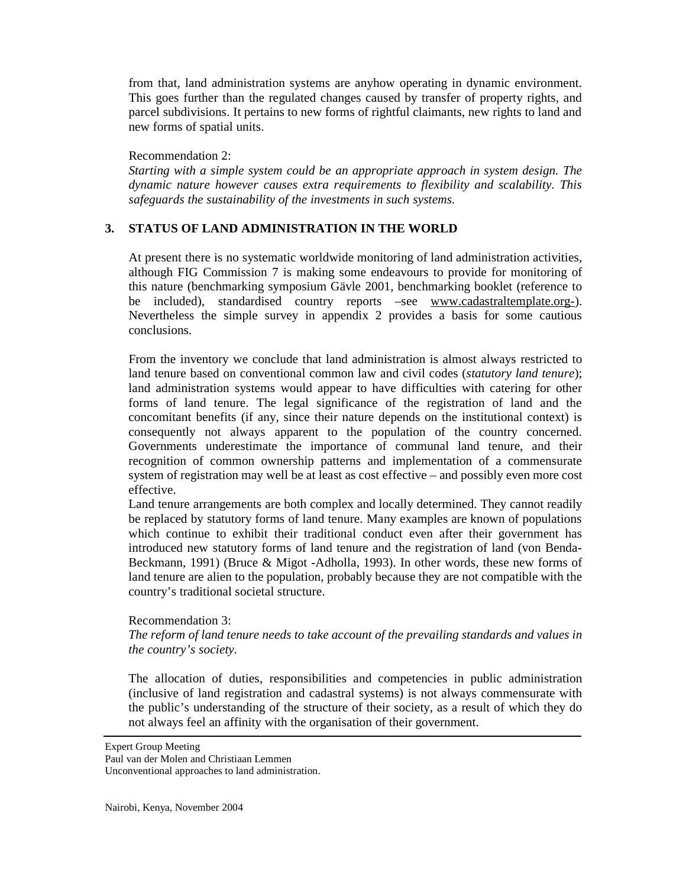from that, land administration systems are anyhow operating in dynamic environment. This goes further than the regulated changes caused by transfer of property rights, and parcel subdivisions. It pertains to new forms of rightful claimants, new rights to land and new forms of spatial units.

Recommendation 2:
*Starting with a simple system could be an appropriate approach in system design. The dynamic nature however causes extra requirements to flexibility and scalability. This safeguards the sustainability of the investments in such systems.*

## 3. STATUS OF LAND ADMINISTRATION IN THE WORLD

At present there is no systematic worldwide monitoring of land administration activities, although FIG Commission 7 is making some endeavours to provide for monitoring of this nature (benchmarking symposium Gävle 2001, benchmarking booklet (reference to be included), standardised country reports –see www.cadastraltemplate.org-). Nevertheless the simple survey in appendix 2 provides a basis for some cautious conclusions.

From the inventory we conclude that land administration is almost always restricted to land tenure based on conventional common law and civil codes (*statutory land tenure*); land administration systems would appear to have difficulties with catering for other forms of land tenure. The legal significance of the registration of land and the concomitant benefits (if any, since their nature depends on the institutional context) is consequently not always apparent to the population of the country concerned. Governments underestimate the importance of communal land tenure, and their recognition of common ownership patterns and implementation of a commensurate system of registration may well be at least as cost effective – and possibly even more cost effective.
Land tenure arrangements are both complex and locally determined. They cannot readily be replaced by statutory forms of land tenure. Many examples are known of populations which continue to exhibit their traditional conduct even after their government has introduced new statutory forms of land tenure and the registration of land (von Benda-Beckmann, 1991) (Bruce & Migot -Adholla, 1993). In other words, these new forms of land tenure are alien to the population, probably because they are not compatible with the country's traditional societal structure.

Recommendation 3:
*The reform of land tenure needs to take account of the prevailing standards and values in the country's society.*

The allocation of duties, responsibilities and competencies in public administration (inclusive of land registration and cadastral systems) is not always commensurate with the public's understanding of the structure of their society, as a result of which they do not always feel an affinity with the organisation of their government.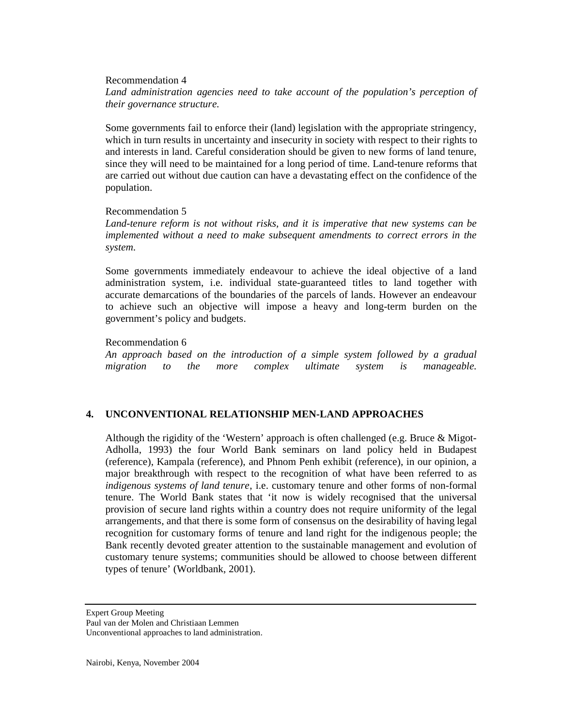Recommendation 4

*Land administration agencies need to take account of the population's perception of their governance structure.*

Some governments fail to enforce their (land) legislation with the appropriate stringency, which in turn results in uncertainty and insecurity in society with respect to their rights to and interests in land. Careful consideration should be given to new forms of land tenure, since they will need to be maintained for a long period of time. Land-tenure reforms that are carried out without due caution can have a devastating effect on the confidence of the population.

Recommendation 5

*Land-tenure reform is not without risks, and it is imperative that new systems can be implemented without a need to make subsequent amendments to correct errors in the system.*

Some governments immediately endeavour to achieve the ideal objective of a land administration system, i.e. individual state-guaranteed titles to land together with accurate demarcations of the boundaries of the parcels of lands. However an endeavour to achieve such an objective will impose a heavy and long-term burden on the government's policy and budgets.

Recommendation 6

*An approach based on the introduction of a simple system followed by a gradual migration to the more complex ultimate system is manageable.*

## 4. UNCONVENTIONAL RELATIONSHIP MEN-LAND APPROACHES

Although the rigidity of the 'Western' approach is often challenged (e.g. Bruce & Migot-Adholla, 1993) the four World Bank seminars on land policy held in Budapest (reference), Kampala (reference), and Phnom Penh exhibit (reference), in our opinion, a major breakthrough with respect to the recognition of what have been referred to as *indigenous systems of land tenure*, i.e. customary tenure and other forms of non-formal tenure. The World Bank states that 'it now is widely recognised that the universal provision of secure land rights within a country does not require uniformity of the legal arrangements, and that there is some form of consensus on the desirability of having legal recognition for customary forms of tenure and land right for the indigenous people; the Bank recently devoted greater attention to the sustainable management and evolution of customary tenure systems; communities should be allowed to choose between different types of tenure' (Worldbank, 2001).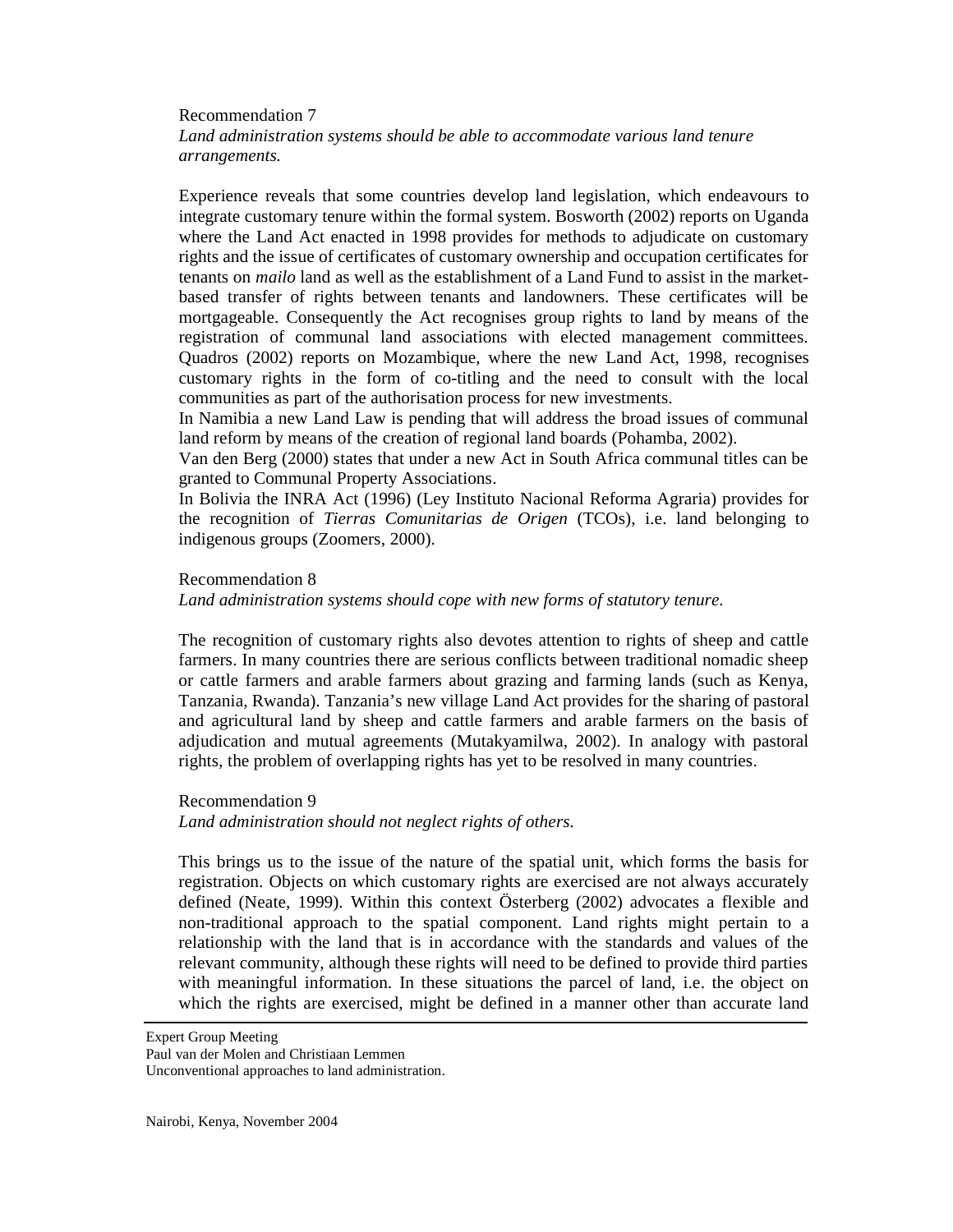Recommendation 7

*Land administration systems should be able to accommodate various land tenure arrangements.*

Experience reveals that some countries develop land legislation, which endeavours to integrate customary tenure within the formal system. Bosworth (2002) reports on Uganda where the Land Act enacted in 1998 provides for methods to adjudicate on customary rights and the issue of certificates of customary ownership and occupation certificates for tenants on *mailo* land as well as the establishment of a Land Fund to assist in the market-based transfer of rights between tenants and landowners. These certificates will be mortgageable. Consequently the Act recognises group rights to land by means of the registration of communal land associations with elected management committees. Quadros (2002) reports on Mozambique, where the new Land Act, 1998, recognises customary rights in the form of co-titling and the need to consult with the local communities as part of the authorisation process for new investments.

In Namibia a new Land Law is pending that will address the broad issues of communal land reform by means of the creation of regional land boards (Pohamba, 2002).

Van den Berg (2000) states that under a new Act in South Africa communal titles can be granted to Communal Property Associations.

In Bolivia the INRA Act (1996) (Ley Instituto Nacional Reforma Agraria) provides for the recognition of *Tierras Comunitarias de Origen* (TCOs), i.e. land belonging to indigenous groups (Zoomers, 2000).

Recommendation 8

*Land administration systems should cope with new forms of statutory tenure.*

The recognition of customary rights also devotes attention to rights of sheep and cattle farmers. In many countries there are serious conflicts between traditional nomadic sheep or cattle farmers and arable farmers about grazing and farming lands (such as Kenya, Tanzania, Rwanda). Tanzania's new village Land Act provides for the sharing of pastoral and agricultural land by sheep and cattle farmers and arable farmers on the basis of adjudication and mutual agreements (Mutakyamilwa, 2002). In analogy with pastoral rights, the problem of overlapping rights has yet to be resolved in many countries.

Recommendation 9

*Land administration should not neglect rights of others.*

This brings us to the issue of the nature of the spatial unit, which forms the basis for registration. Objects on which customary rights are exercised are not always accurately defined (Neate, 1999). Within this context Österberg (2002) advocates a flexible and non-traditional approach to the spatial component. Land rights might pertain to a relationship with the land that is in accordance with the standards and values of the relevant community, although these rights will need to be defined to provide third parties with meaningful information. In these situations the parcel of land, i.e. the object on which the rights are exercised, might be defined in a manner other than accurate land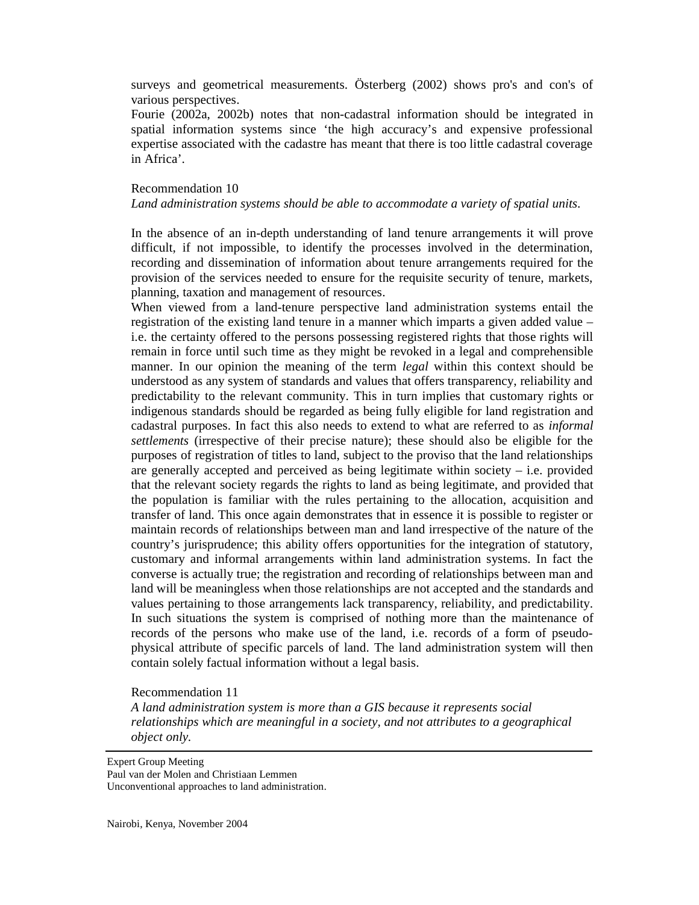surveys and geometrical measurements. Österberg (2002) shows pro's and con's of various perspectives.

Fourie (2002a, 2002b) notes that non-cadastral information should be integrated in spatial information systems since 'the high accuracy's and expensive professional expertise associated with the cadastre has meant that there is too little cadastral coverage in Africa'.

Recommendation 10

*Land administration systems should be able to accommodate a variety of spatial units.*

In the absence of an in-depth understanding of land tenure arrangements it will prove difficult, if not impossible, to identify the processes involved in the determination, recording and dissemination of information about tenure arrangements required for the provision of the services needed to ensure for the requisite security of tenure, markets, planning, taxation and management of resources.

When viewed from a land-tenure perspective land administration systems entail the registration of the existing land tenure in a manner which imparts a given added value – i.e. the certainty offered to the persons possessing registered rights that those rights will remain in force until such time as they might be revoked in a legal and comprehensible manner. In our opinion the meaning of the term *legal* within this context should be understood as any system of standards and values that offers transparency, reliability and predictability to the relevant community. This in turn implies that customary rights or indigenous standards should be regarded as being fully eligible for land registration and cadastral purposes. In fact this also needs to extend to what are referred to as *informal settlements* (irrespective of their precise nature); these should also be eligible for the purposes of registration of titles to land, subject to the proviso that the land relationships are generally accepted and perceived as being legitimate within society – i.e. provided that the relevant society regards the rights to land as being legitimate, and provided that the population is familiar with the rules pertaining to the allocation, acquisition and transfer of land. This once again demonstrates that in essence it is possible to register or maintain records of relationships between man and land irrespective of the nature of the country's jurisprudence; this ability offers opportunities for the integration of statutory, customary and informal arrangements within land administration systems. In fact the converse is actually true; the registration and recording of relationships between man and land will be meaningless when those relationships are not accepted and the standards and values pertaining to those arrangements lack transparency, reliability, and predictability. In such situations the system is comprised of nothing more than the maintenance of records of the persons who make use of the land, i.e. records of a form of pseudo-physical attribute of specific parcels of land. The land administration system will then contain solely factual information without a legal basis.

Recommendation 11

*A land administration system is more than a GIS because it represents social relationships which are meaningful in a society, and not attributes to a geographical object only.*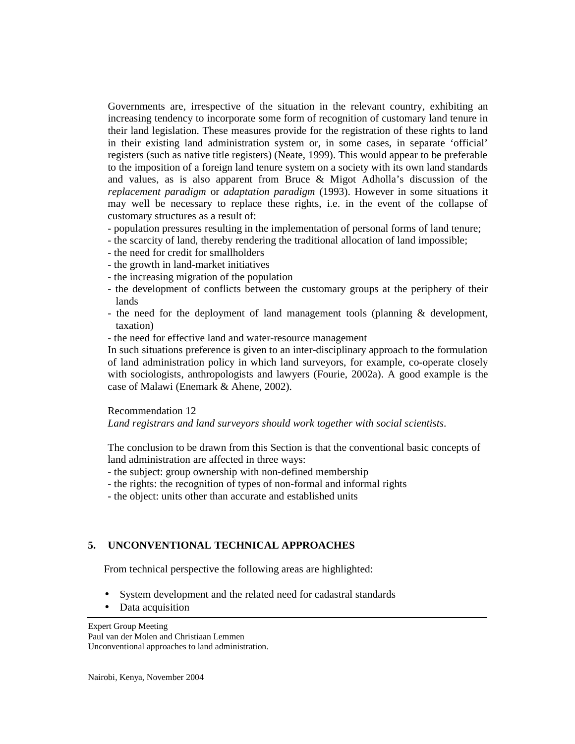Governments are, irrespective of the situation in the relevant country, exhibiting an increasing tendency to incorporate some form of recognition of customary land tenure in their land legislation. These measures provide for the registration of these rights to land in their existing land administration system or, in some cases, in separate 'official' registers (such as native title registers) (Neate, 1999). This would appear to be preferable to the imposition of a foreign land tenure system on a society with its own land standards and values, as is also apparent from Bruce & Migot Adholla's discussion of the *replacement paradigm* or *adaptation paradigm* (1993). However in some situations it may well be necessary to replace these rights, i.e. in the event of the collapse of customary structures as a result of:

- population pressures resulting in the implementation of personal forms of land tenure;
- the scarcity of land, thereby rendering the traditional allocation of land impossible;
- the need for credit for smallholders
- the growth in land-market initiatives
- the increasing migration of the population
- the development of conflicts between the customary groups at the periphery of their lands
- the need for the deployment of land management tools (planning & development, taxation)
- the need for effective land and water-resource management

In such situations preference is given to an inter-disciplinary approach to the formulation of land administration policy in which land surveyors, for example, co-operate closely with sociologists, anthropologists and lawyers (Fourie, 2002a). A good example is the case of Malawi (Enemark & Ahene, 2002).

Recommendation 12
*Land registrars and land surveyors should work together with social scientists.*

The conclusion to be drawn from this Section is that the conventional basic concepts of land administration are affected in three ways:

- the subject: group ownership with non-defined membership
- the rights: the recognition of types of non-formal and informal rights
- the object: units other than accurate and established units

## 5. UNCONVENTIONAL TECHNICAL APPROACHES

From technical perspective the following areas are highlighted:

- System development and the related need for cadastral standards
- Data acquisition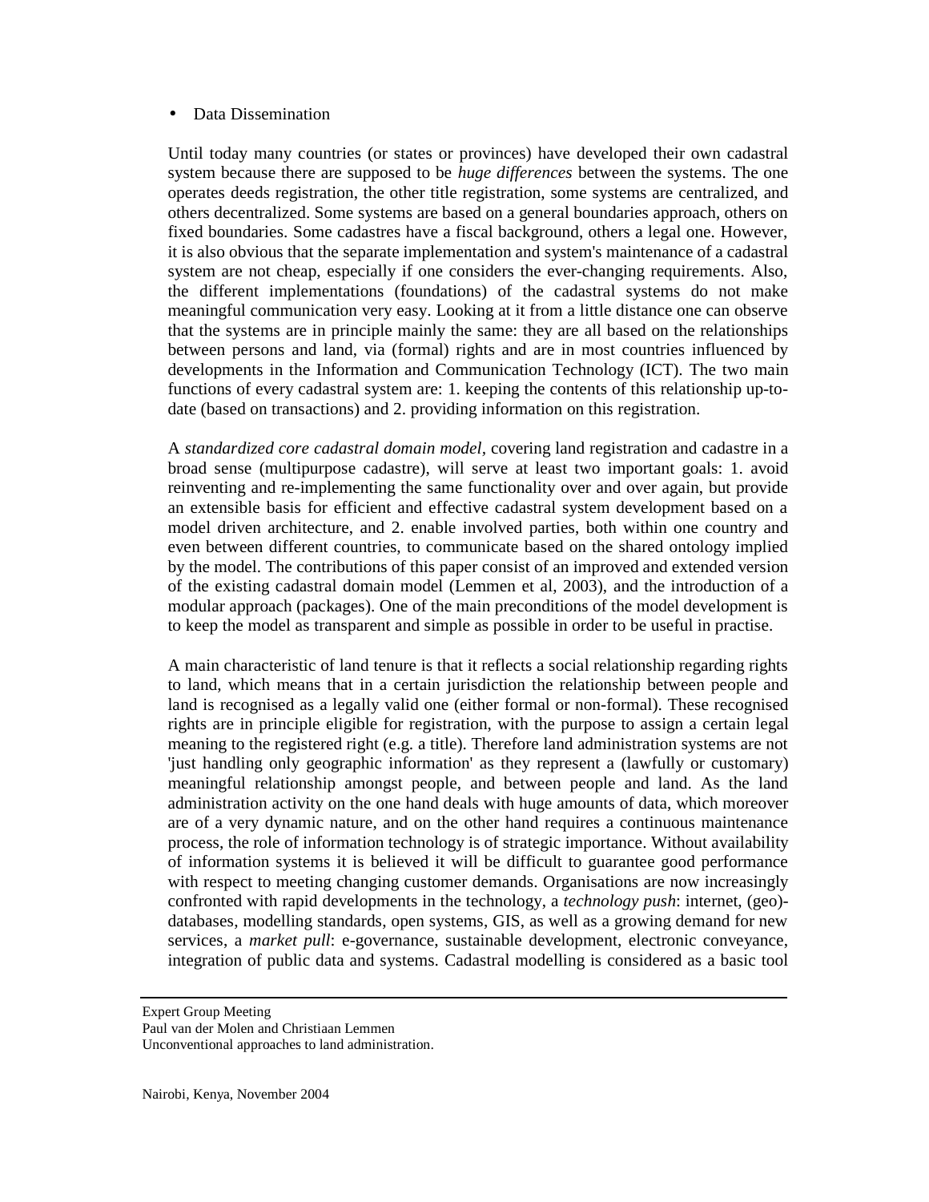- Data Dissemination

Until today many countries (or states or provinces) have developed their own cadastral system because there are supposed to be *huge differences* between the systems. The one operates deeds registration, the other title registration, some systems are centralized, and others decentralized. Some systems are based on a general boundaries approach, others on fixed boundaries. Some cadastres have a fiscal background, others a legal one. However, it is also obvious that the separate implementation and system's maintenance of a cadastral system are not cheap, especially if one considers the ever-changing requirements. Also, the different implementations (foundations) of the cadastral systems do not make meaningful communication very easy. Looking at it from a little distance one can observe that the systems are in principle mainly the same: they are all based on the relationships between persons and land, via (formal) rights and are in most countries influenced by developments in the Information and Communication Technology (ICT). The two main functions of every cadastral system are: 1. keeping the contents of this relationship up-to-date (based on transactions) and 2. providing information on this registration.

A *standardized core cadastral domain model*, covering land registration and cadastre in a broad sense (multipurpose cadastre), will serve at least two important goals: 1. avoid reinventing and re-implementing the same functionality over and over again, but provide an extensible basis for efficient and effective cadastral system development based on a model driven architecture, and 2. enable involved parties, both within one country and even between different countries, to communicate based on the shared ontology implied by the model. The contributions of this paper consist of an improved and extended version of the existing cadastral domain model (Lemmen et al, 2003), and the introduction of a modular approach (packages). One of the main preconditions of the model development is to keep the model as transparent and simple as possible in order to be useful in practise.

A main characteristic of land tenure is that it reflects a social relationship regarding rights to land, which means that in a certain jurisdiction the relationship between people and land is recognised as a legally valid one (either formal or non-formal). These recognised rights are in principle eligible for registration, with the purpose to assign a certain legal meaning to the registered right (e.g. a title). Therefore land administration systems are not 'just handling only geographic information' as they represent a (lawfully or customary) meaningful relationship amongst people, and between people and land. As the land administration activity on the one hand deals with huge amounts of data, which moreover are of a very dynamic nature, and on the other hand requires a continuous maintenance process, the role of information technology is of strategic importance. Without availability of information systems it is believed it will be difficult to guarantee good performance with respect to meeting changing customer demands. Organisations are now increasingly confronted with rapid developments in the technology, a *technology push*: internet, (geo)-databases, modelling standards, open systems, GIS, as well as a growing demand for new services, a *market pull*: e-governance, sustainable development, electronic conveyance, integration of public data and systems. Cadastral modelling is considered as a basic tool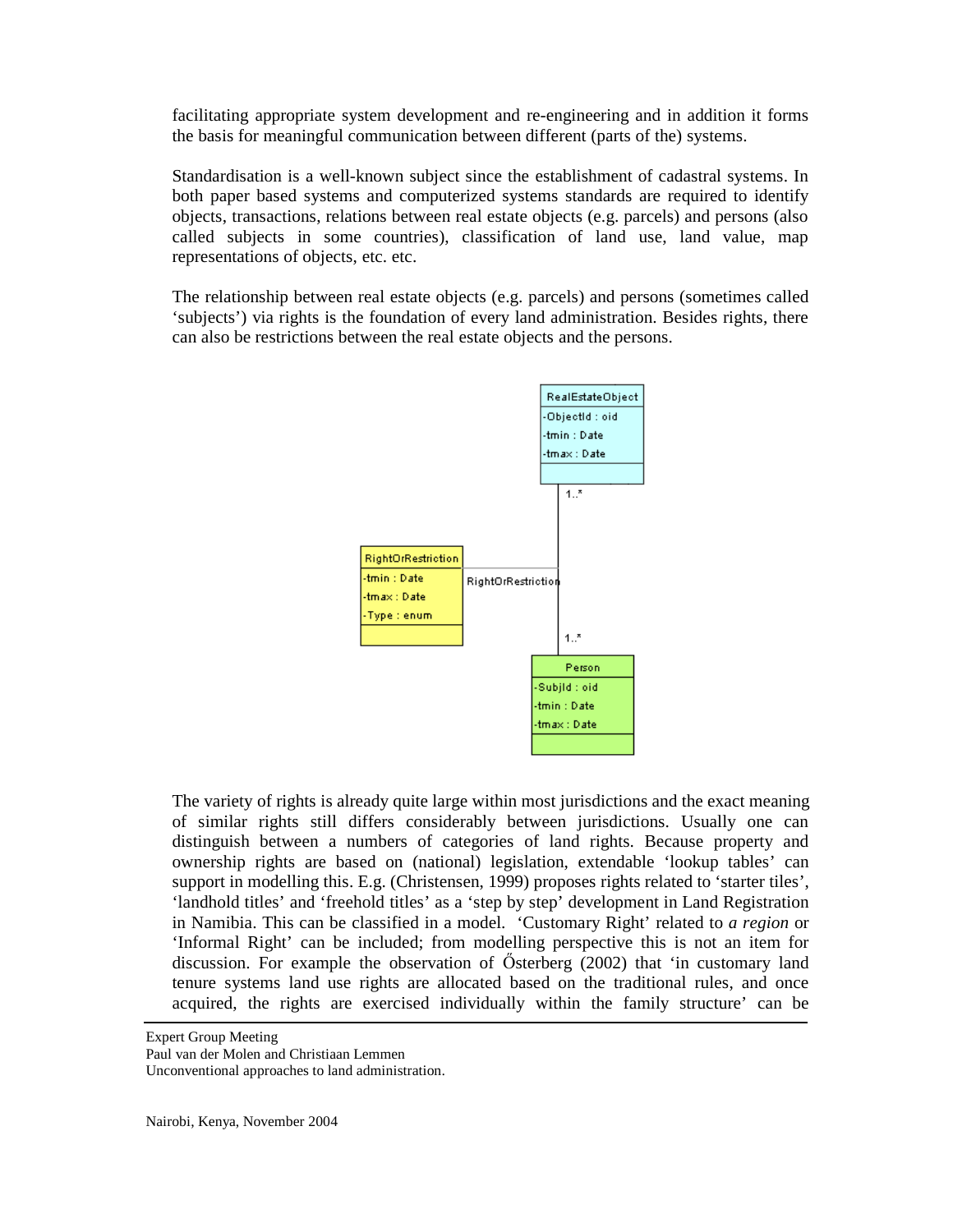facilitating appropriate system development and re-engineering and in addition it forms the basis for meaningful communication between different (parts of the) systems.

Standardisation is a well-known subject since the establishment of cadastral systems. In both paper based systems and computerized systems standards are required to identify objects, transactions, relations between real estate objects (e.g. parcels) and persons (also called subjects in some countries), classification of land use, land value, map representations of objects, etc. etc.

The relationship between real estate objects (e.g. parcels) and persons (sometimes called 'subjects') via rights is the foundation of every land administration. Besides rights, there can also be restrictions between the real estate objects and the persons.

The variety of rights is already quite large within most jurisdictions and the exact meaning of similar rights still differs considerably between jurisdictions. Usually one can distinguish between a numbers of categories of land rights. Because property and ownership rights are based on (national) legislation, extendable 'lookup tables' can support in modelling this. E.g. (Christensen, 1999) proposes rights related to 'starter tiles', 'landhold titles' and 'freehold titles' as a 'step by step' development in Land Registration in Namibia. This can be classified in a model. 'Customary Right' related to *a region* or 'Informal Right' can be included; from modelling perspective this is not an item for discussion. For example the observation of Ősterberg (2002) that 'in customary land tenure systems land use rights are allocated based on the traditional rules, and once acquired, the rights are exercised individually within the family structure' can be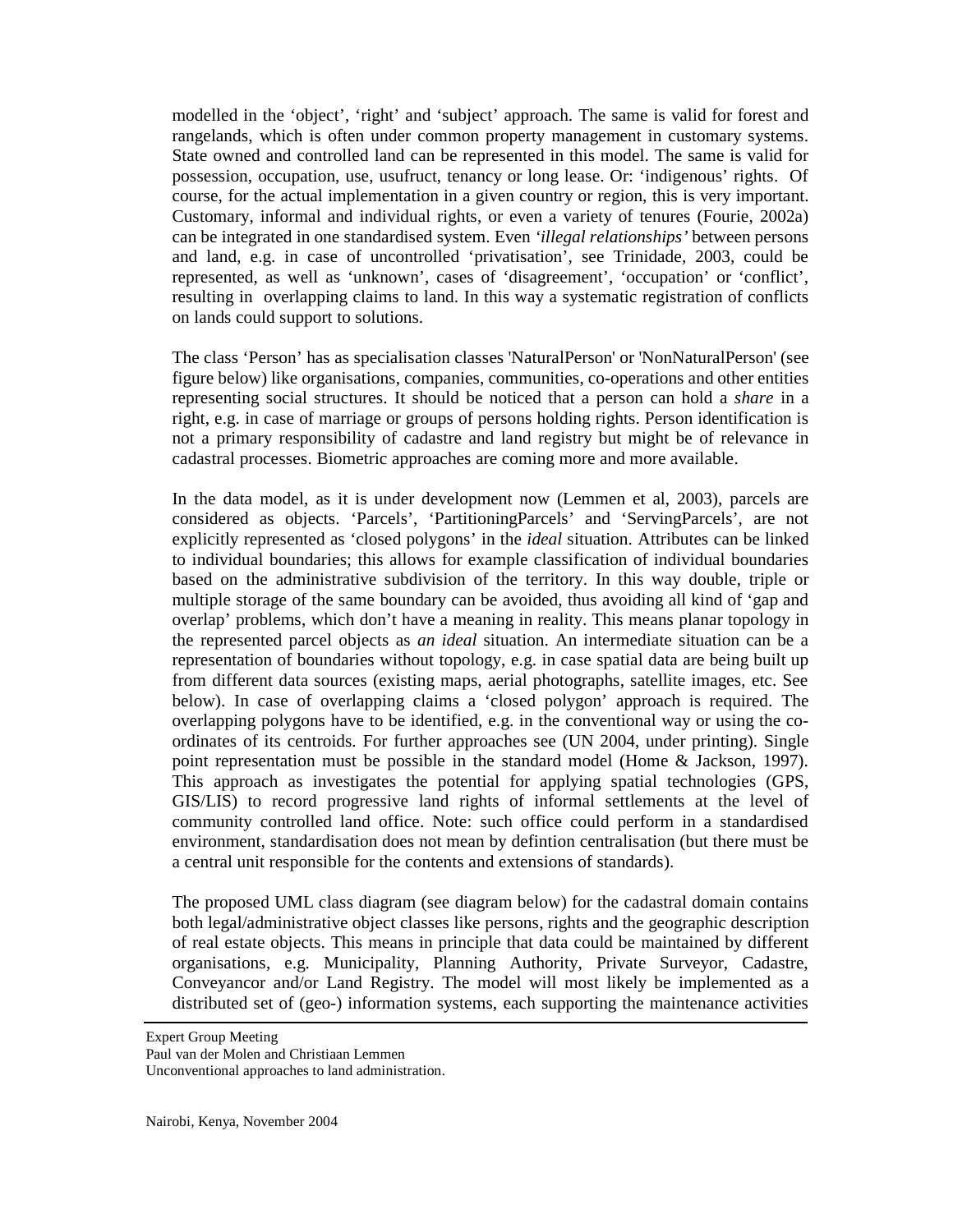modelled in the 'object', 'right' and 'subject' approach. The same is valid for forest and rangelands, which is often under common property management in customary systems. State owned and controlled land can be represented in this model. The same is valid for possession, occupation, use, usufruct, tenancy or long lease. Or: 'indigenous' rights. Of course, for the actual implementation in a given country or region, this is very important. Customary, informal and individual rights, or even a variety of tenures (Fourie, 2002a) can be integrated in one standardised system. Even *'illegal relationships'* between persons and land, e.g. in case of uncontrolled 'privatisation', see Trinidade, 2003, could be represented, as well as 'unknown', cases of 'disagreement', 'occupation' or 'conflict', resulting in overlapping claims to land. In this way a systematic registration of conflicts on lands could support to solutions.

The class 'Person' has as specialisation classes 'NaturalPerson' or 'NonNaturalPerson' (see figure below) like organisations, companies, communities, co-operations and other entities representing social structures. It should be noticed that a person can hold a *share* in a right, e.g. in case of marriage or groups of persons holding rights. Person identification is not a primary responsibility of cadastre and land registry but might be of relevance in cadastral processes. Biometric approaches are coming more and more available.

In the data model, as it is under development now (Lemmen et al, 2003), parcels are considered as objects. 'Parcels', 'PartitioningParcels' and 'ServingParcels', are not explicitly represented as 'closed polygons' in the *ideal* situation. Attributes can be linked to individual boundaries; this allows for example classification of individual boundaries based on the administrative subdivision of the territory. In this way double, triple or multiple storage of the same boundary can be avoided, thus avoiding all kind of 'gap and overlap' problems, which don't have a meaning in reality. This means planar topology in the represented parcel objects as *an ideal* situation. An intermediate situation can be a representation of boundaries without topology, e.g. in case spatial data are being built up from different data sources (existing maps, aerial photographs, satellite images, etc. See below). In case of overlapping claims a 'closed polygon' approach is required. The overlapping polygons have to be identified, e.g. in the conventional way or using the co-ordinates of its centroids. For further approaches see (UN 2004, under printing). Single point representation must be possible in the standard model (Home & Jackson, 1997). This approach as investigates the potential for applying spatial technologies (GPS, GIS/LIS) to record progressive land rights of informal settlements at the level of community controlled land office. Note: such office could perform in a standardised environment, standardisation does not mean by defintion centralisation (but there must be a central unit responsible for the contents and extensions of standards).

The proposed UML class diagram (see diagram below) for the cadastral domain contains both legal/administrative object classes like persons, rights and the geographic description of real estate objects. This means in principle that data could be maintained by different organisations, e.g. Municipality, Planning Authority, Private Surveyor, Cadastre, Conveyancor and/or Land Registry. The model will most likely be implemented as a distributed set of (geo-) information systems, each supporting the maintenance activities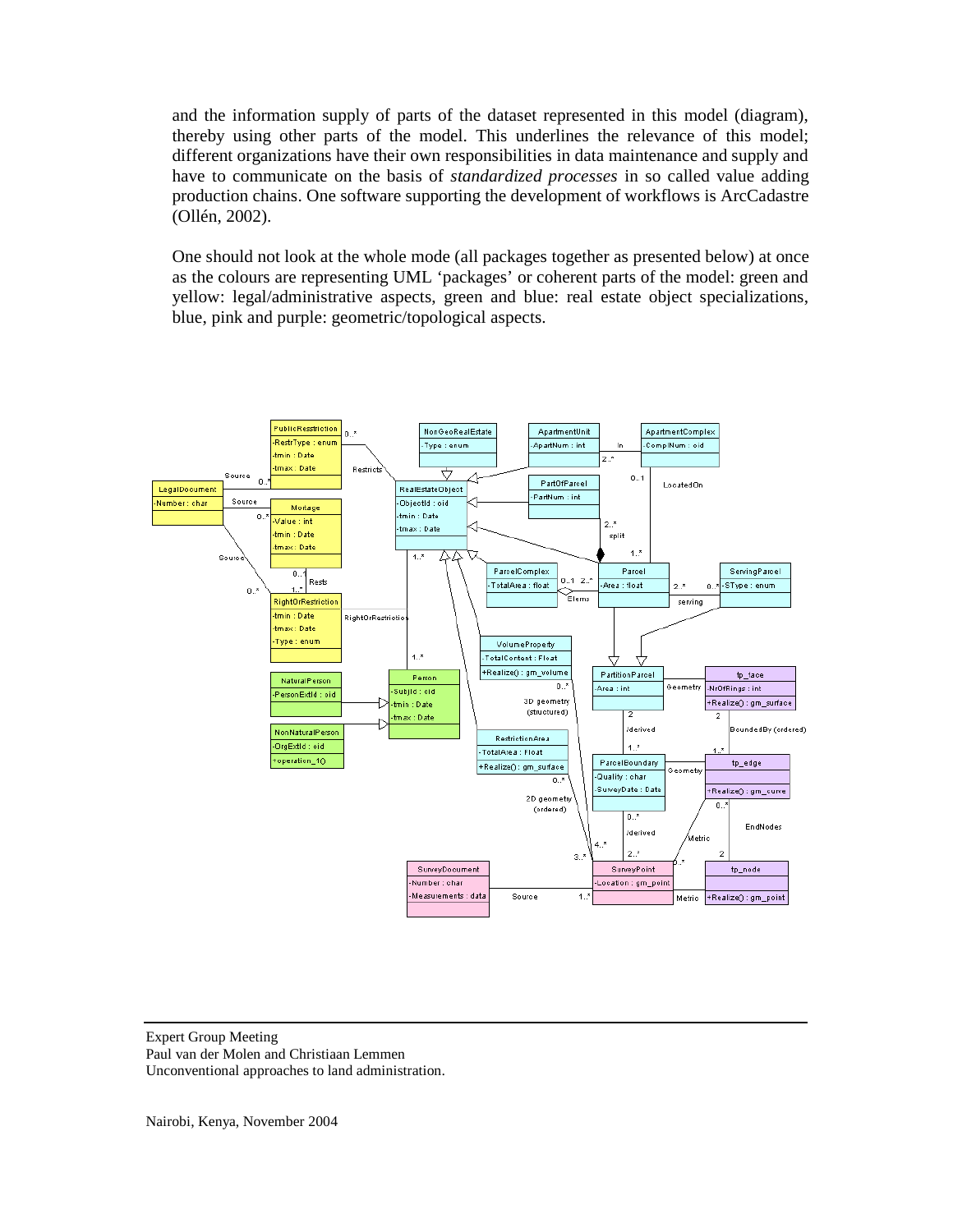and the information supply of parts of the dataset represented in this model (diagram), thereby using other parts of the model. This underlines the relevance of this model; different organizations have their own responsibilities in data maintenance and supply and have to communicate on the basis of *standardized processes* in so called value adding production chains. One software supporting the development of workflows is ArcCadastre (Ollén, 2002).

One should not look at the whole mode (all packages together as presented below) at once as the colours are representing UML 'packages' or coherent parts of the model: green and yellow: legal/administrative aspects, green and blue: real estate object specializations, blue, pink and purple: geometric/topological aspects.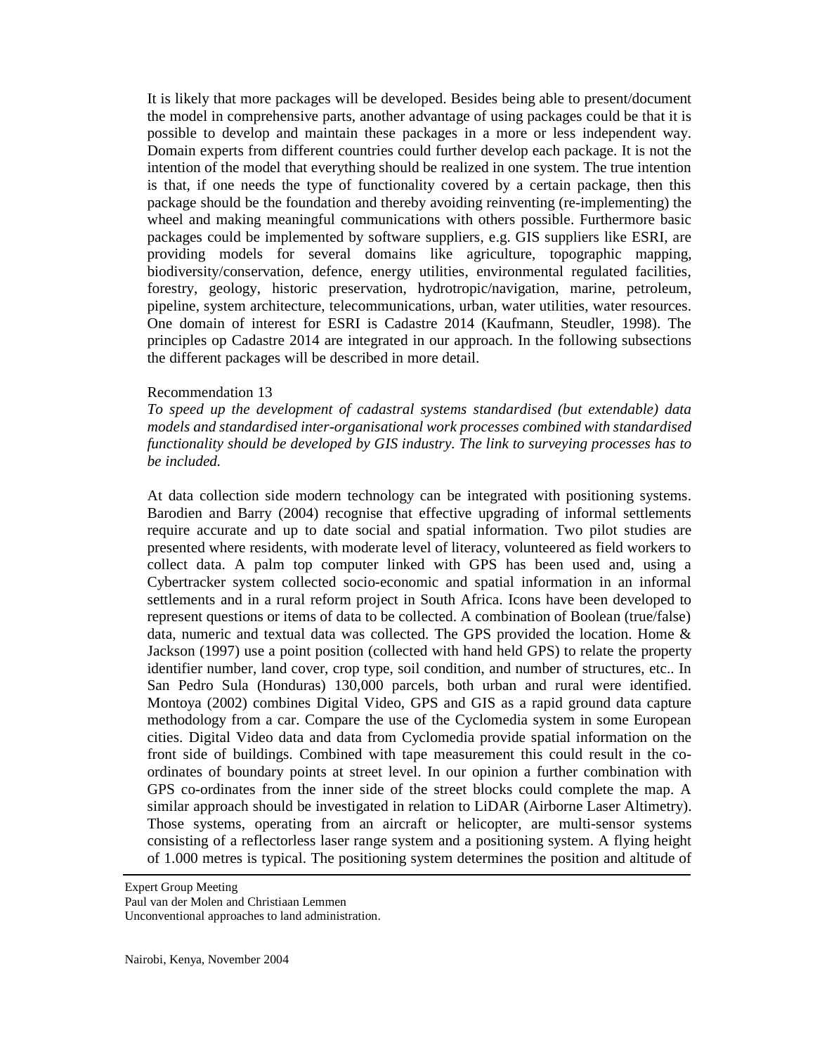It is likely that more packages will be developed. Besides being able to present/document the model in comprehensive parts, another advantage of using packages could be that it is possible to develop and maintain these packages in a more or less independent way. Domain experts from different countries could further develop each package. It is not the intention of the model that everything should be realized in one system. The true intention is that, if one needs the type of functionality covered by a certain package, then this package should be the foundation and thereby avoiding reinventing (re-implementing) the wheel and making meaningful communications with others possible. Furthermore basic packages could be implemented by software suppliers, e.g. GIS suppliers like ESRI, are providing models for several domains like agriculture, topographic mapping, biodiversity/conservation, defence, energy utilities, environmental regulated facilities, forestry, geology, historic preservation, hydrotropic/navigation, marine, petroleum, pipeline, system architecture, telecommunications, urban, water utilities, water resources. One domain of interest for ESRI is Cadastre 2014 (Kaufmann, Steudler, 1998). The principles op Cadastre 2014 are integrated in our approach. In the following subsections the different packages will be described in more detail.

Recommendation 13

*To speed up the development of cadastral systems standardised (but extendable) data models and standardised inter-organisational work processes combined with standardised functionality should be developed by GIS industry. The link to surveying processes has to be included.*

At data collection side modern technology can be integrated with positioning systems. Barodien and Barry (2004) recognise that effective upgrading of informal settlements require accurate and up to date social and spatial information. Two pilot studies are presented where residents, with moderate level of literacy, volunteered as field workers to collect data. A palm top computer linked with GPS has been used and, using a Cybertracker system collected socio-economic and spatial information in an informal settlements and in a rural reform project in South Africa. Icons have been developed to represent questions or items of data to be collected. A combination of Boolean (true/false) data, numeric and textual data was collected. The GPS provided the location. Home & Jackson (1997) use a point position (collected with hand held GPS) to relate the property identifier number, land cover, crop type, soil condition, and number of structures, etc.. In San Pedro Sula (Honduras) 130,000 parcels, both urban and rural were identified. Montoya (2002) combines Digital Video, GPS and GIS as a rapid ground data capture methodology from a car. Compare the use of the Cyclomedia system in some European cities. Digital Video data and data from Cyclomedia provide spatial information on the front side of buildings. Combined with tape measurement this could result in the co-ordinates of boundary points at street level. In our opinion a further combination with GPS co-ordinates from the inner side of the street blocks could complete the map. A similar approach should be investigated in relation to LiDAR (Airborne Laser Altimetry). Those systems, operating from an aircraft or helicopter, are multi-sensor systems consisting of a reflectorless laser range system and a positioning system. A flying height of 1.000 metres is typical. The positioning system determines the position and altitude of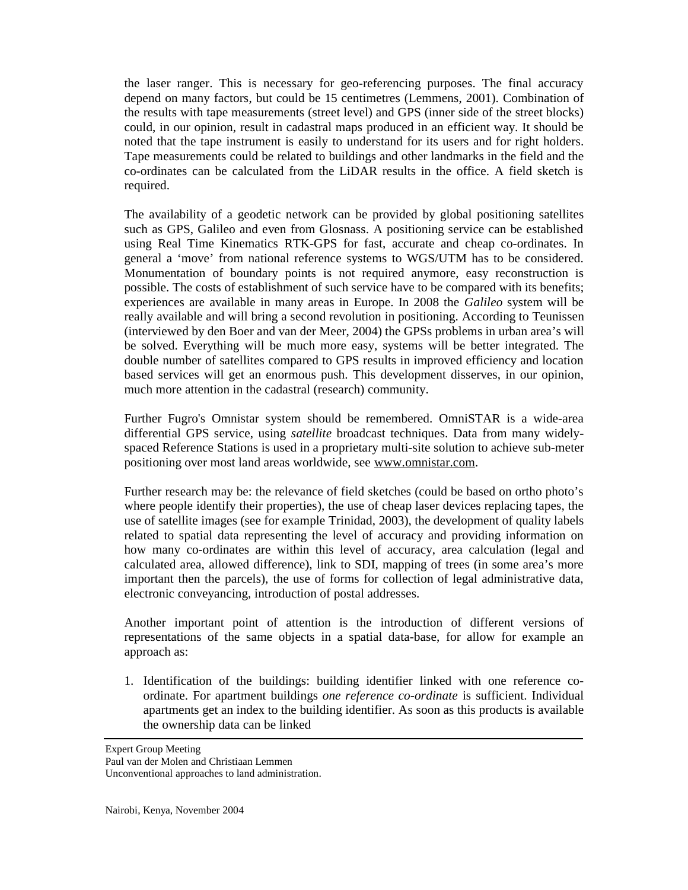the laser ranger. This is necessary for geo-referencing purposes. The final accuracy depend on many factors, but could be 15 centimetres (Lemmens, 2001). Combination of the results with tape measurements (street level) and GPS (inner side of the street blocks) could, in our opinion, result in cadastral maps produced in an efficient way. It should be noted that the tape instrument is easily to understand for its users and for right holders. Tape measurements could be related to buildings and other landmarks in the field and the co-ordinates can be calculated from the LiDAR results in the office. A field sketch is required.

The availability of a geodetic network can be provided by global positioning satellites such as GPS, Galileo and even from Glosnass. A positioning service can be established using Real Time Kinematics RTK-GPS for fast, accurate and cheap co-ordinates. In general a 'move' from national reference systems to WGS/UTM has to be considered. Monumentation of boundary points is not required anymore, easy reconstruction is possible. The costs of establishment of such service have to be compared with its benefits; experiences are available in many areas in Europe. In 2008 the *Galileo* system will be really available and will bring a second revolution in positioning. According to Teunissen (interviewed by den Boer and van der Meer, 2004) the GPSs problems in urban area's will be solved. Everything will be much more easy, systems will be better integrated. The double number of satellites compared to GPS results in improved efficiency and location based services will get an enormous push. This development disserves, in our opinion, much more attention in the cadastral (research) community.

Further Fugro's Omnistar system should be remembered. OmniSTAR is a wide-area differential GPS service, using *satellite* broadcast techniques. Data from many widely-spaced Reference Stations is used in a proprietary multi-site solution to achieve sub-meter positioning over most land areas worldwide, see www.omnistar.com.

Further research may be: the relevance of field sketches (could be based on ortho photo's where people identify their properties), the use of cheap laser devices replacing tapes, the use of satellite images (see for example Trinidad, 2003), the development of quality labels related to spatial data representing the level of accuracy and providing information on how many co-ordinates are within this level of accuracy, area calculation (legal and calculated area, allowed difference), link to SDI, mapping of trees (in some area's more important then the parcels), the use of forms for collection of legal administrative data, electronic conveyancing, introduction of postal addresses.

Another important point of attention is the introduction of different versions of representations of the same objects in a spatial data-base, for allow for example an approach as:

1. Identification of the buildings: building identifier linked with one reference co-ordinate. For apartment buildings *one reference co-ordinate* is sufficient. Individual apartments get an index to the building identifier. As soon as this products is available the ownership data can be linked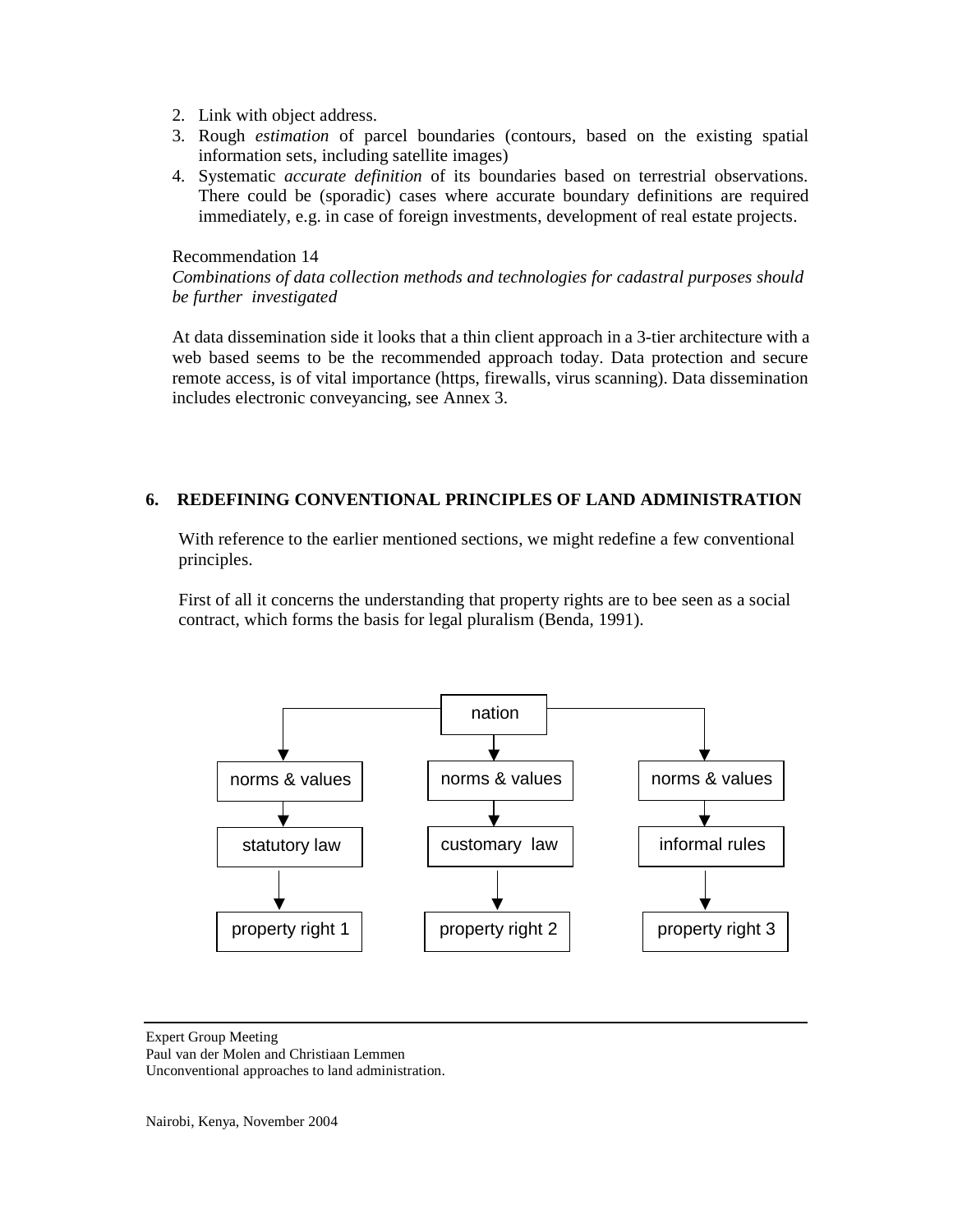2. Link with object address.
3. Rough *estimation* of parcel boundaries (contours, based on the existing spatial information sets, including satellite images)
4. Systematic *accurate definition* of its boundaries based on terrestrial observations. There could be (sporadic) cases where accurate boundary definitions are required immediately, e.g. in case of foreign investments, development of real estate projects.

Recommendation 14

*Combinations of data collection methods and technologies for cadastral purposes should be further investigated*

At data dissemination side it looks that a thin client approach in a 3-tier architecture with a web based seems to be the recommended approach today. Data protection and secure remote access, is of vital importance (https, firewalls, virus scanning). Data dissemination includes electronic conveyancing, see Annex 3.

## 6. REDEFINING CONVENTIONAL PRINCIPLES OF LAND ADMINISTRATION

With reference to the earlier mentioned sections, we might redefine a few conventional principles.

First of all it concerns the understanding that property rights are to bee seen as a social contract, which forms the basis for legal pluralism (Benda, 1991).

nation

| norms & values | norms & values | norms & values |
|---|---|---|
| statutory law | customary law | informal rules |
| property right 1 | property right 2 | property right 3 |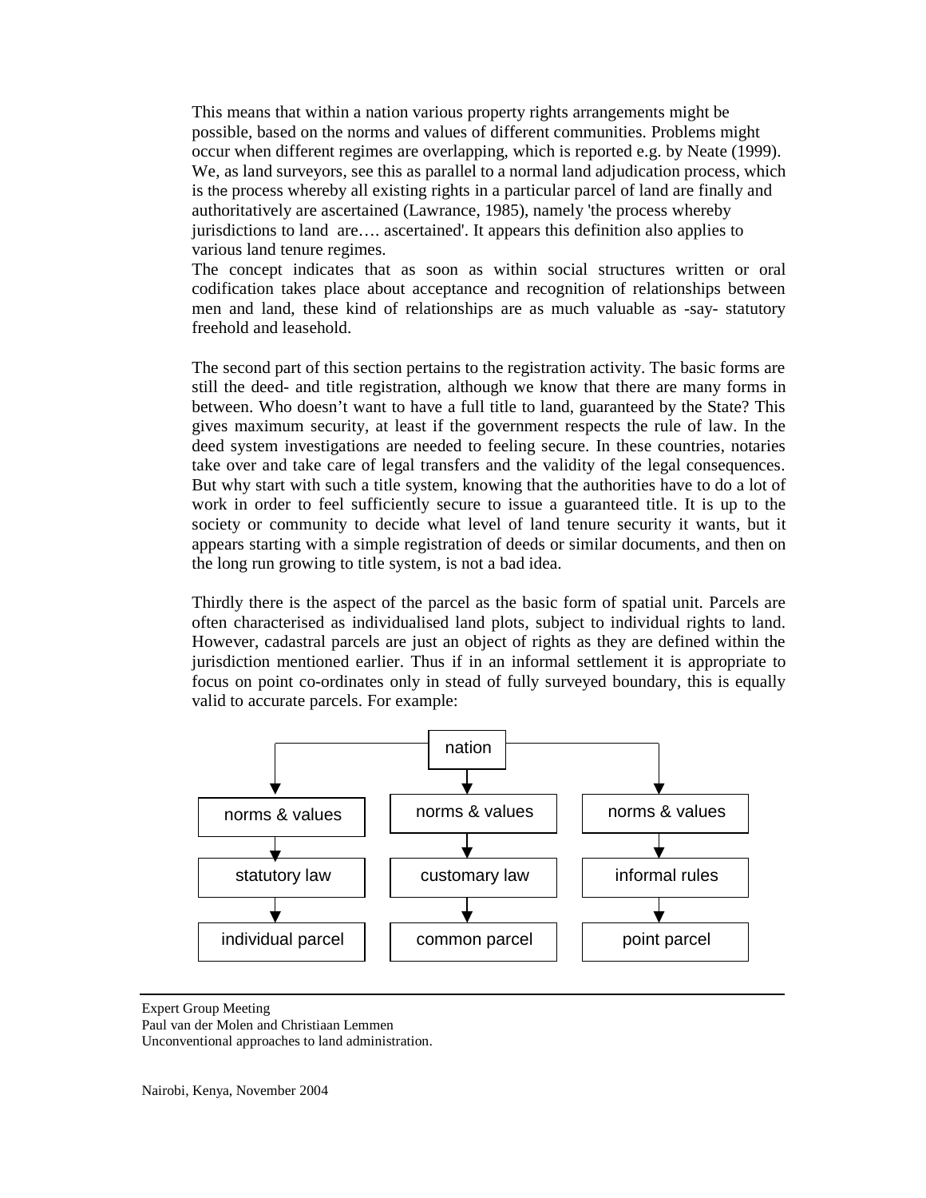This means that within a nation various property rights arrangements might be possible, based on the norms and values of different communities. Problems might occur when different regimes are overlapping, which is reported e.g. by Neate (1999). We, as land surveyors, see this as parallel to a normal land adjudication process, which is the process whereby all existing rights in a particular parcel of land are finally and authoritatively are ascertained (Lawrance, 1985), namely 'the process whereby jurisdictions to land are…. ascertained'. It appears this definition also applies to various land tenure regimes.
The concept indicates that as soon as within social structures written or oral codification takes place about acceptance and recognition of relationships between men and land, these kind of relationships are as much valuable as -say- statutory freehold and leasehold.

The second part of this section pertains to the registration activity. The basic forms are still the deed- and title registration, although we know that there are many forms in between. Who doesn't want to have a full title to land, guaranteed by the State? This gives maximum security, at least if the government respects the rule of law. In the deed system investigations are needed to feeling secure. In these countries, notaries take over and take care of legal transfers and the validity of the legal consequences. But why start with such a title system, knowing that the authorities have to do a lot of work in order to feel sufficiently secure to issue a guaranteed title. It is up to the society or community to decide what level of land tenure security it wants, but it appears starting with a simple registration of deeds or similar documents, and then on the long run growing to title system, is not a bad idea.

Thirdly there is the aspect of the parcel as the basic form of spatial unit. Parcels are often characterised as individualised land plots, subject to individual rights to land. However, cadastral parcels are just an object of rights as they are defined within the jurisdiction mentioned earlier. Thus if in an informal settlement it is appropriate to focus on point co-ordinates only in stead of fully surveyed boundary, this is equally valid to accurate parcels. For example:

nation

| ↓ | ↓ | ↓ |
| --- | --- | --- |
| norms & values | norms & values | norms & values |
| statutory law | customary law | informal rules |
| individual parcel | common parcel | point parcel |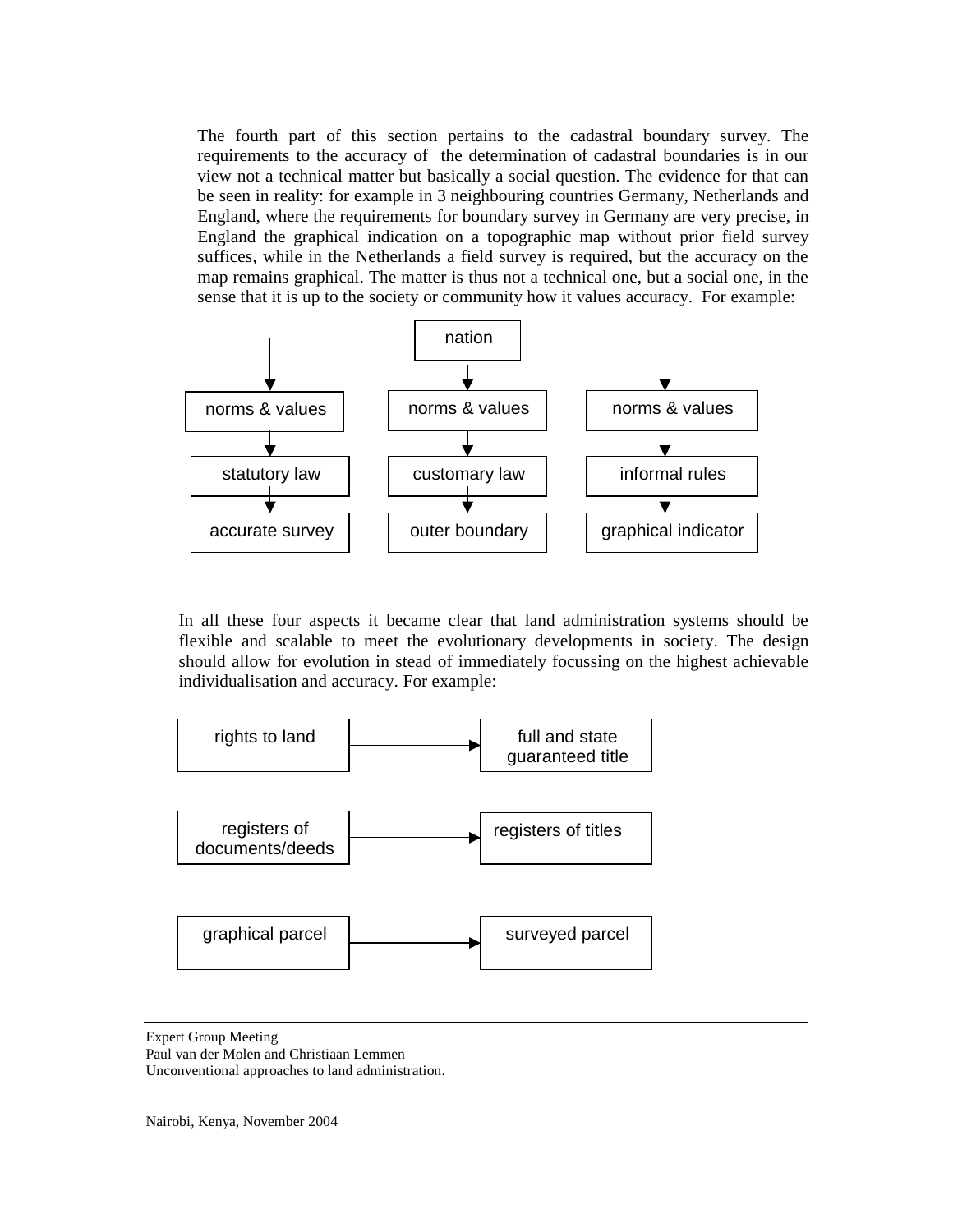The fourth part of this section pertains to the cadastral boundary survey. The requirements to the accuracy of the determination of cadastral boundaries is in our view not a technical matter but basically a social question. The evidence for that can be seen in reality: for example in 3 neighbouring countries Germany, Netherlands and England, where the requirements for boundary survey in Germany are very precise, in England the graphical indication on a topographic map without prior field survey suffices, while in the Netherlands a field survey is required, but the accuracy on the map remains graphical. The matter is thus not a technical one, but a social one, in the sense that it is up to the society or community how it values accuracy. For example:

```
                          nation
          ┌─────────────────┼─────────────────┐
          ▼                 ▼                 ▼
   norms & values     norms & values     norms & values
          ▼                 ▼                 ▼
   statutory law      customary law      informal rules
          ▼                 ▼                 ▼
   accurate survey    outer boundary     graphical indicator
```

In all these four aspects it became clear that land administration systems should be flexible and scalable to meet the evolutionary developments in society. The design should allow for evolution in stead of immediately focussing on the highest achievable individualisation and accuracy. For example:

```
rights to land                 ──►  full and state guaranteed title

registers of documents/deeds   ──►  registers of titles

graphical parcel               ──►  surveyed parcel
```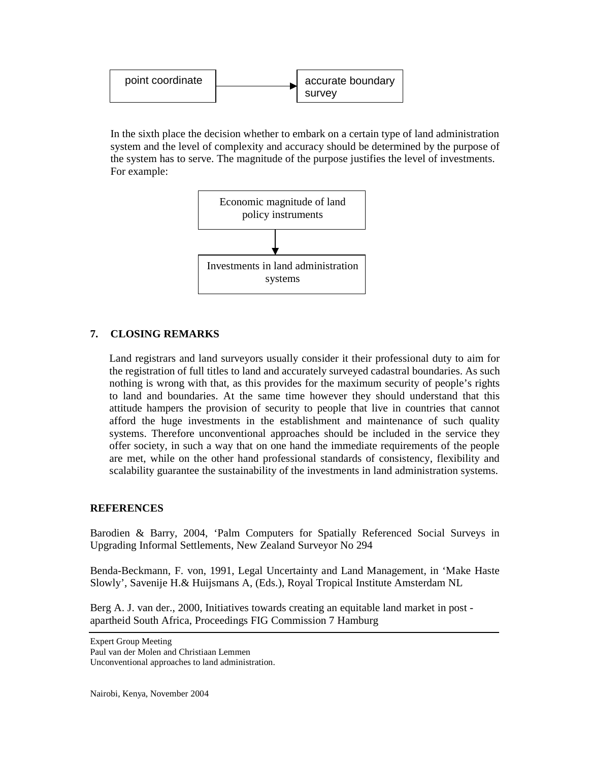point coordinate → accurate boundary survey

In the sixth place the decision whether to embark on a certain type of land administration system and the level of complexity and accuracy should be determined by the purpose of the system has to serve. The magnitude of the purpose justifies the level of investments. For example:

Economic magnitude of land policy instruments
↓
Investments in land administration systems

## 7. CLOSING REMARKS

Land registrars and land surveyors usually consider it their professional duty to aim for the registration of full titles to land and accurately surveyed cadastral boundaries. As such nothing is wrong with that, as this provides for the maximum security of people's rights to land and boundaries. At the same time however they should understand that this attitude hampers the provision of security to people that live in countries that cannot afford the huge investments in the establishment and maintenance of such quality systems. Therefore unconventional approaches should be included in the service they offer society, in such a way that on one hand the immediate requirements of the people are met, while on the other hand professional standards of consistency, flexibility and scalability guarantee the sustainability of the investments in land administration systems.

## REFERENCES

Barodien & Barry, 2004, 'Palm Computers for Spatially Referenced Social Surveys in Upgrading Informal Settlements, New Zealand Surveyor No 294

Benda-Beckmann, F. von, 1991, Legal Uncertainty and Land Management, in 'Make Haste Slowly', Savenije H.& Huijsmans A, (Eds.), Royal Tropical Institute Amsterdam NL

Berg A. J. van der., 2000, Initiatives towards creating an equitable land market in post - apartheid South Africa, Proceedings FIG Commission 7 Hamburg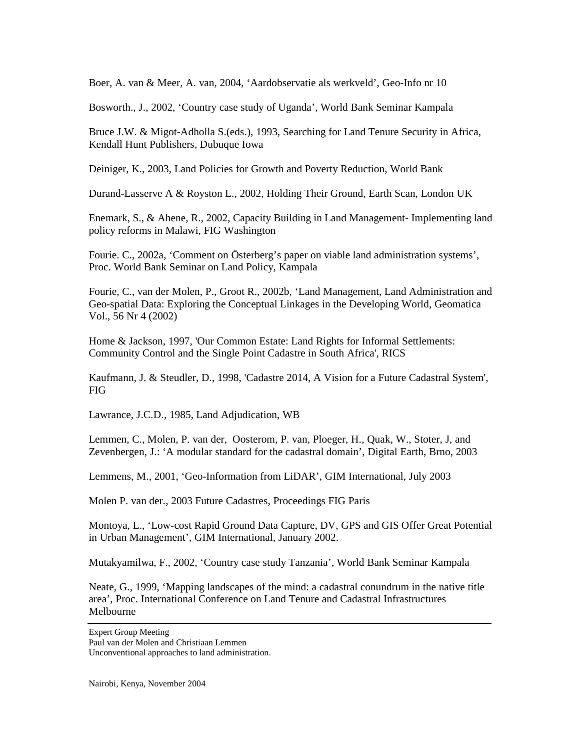Boer, A. van & Meer, A. van, 2004, 'Aardobservatie als werkveld', Geo-Info nr 10

Bosworth., J., 2002, 'Country case study of Uganda', World Bank Seminar Kampala

Bruce J.W. & Migot-Adholla S.(eds.), 1993, Searching for Land Tenure Security in Africa, Kendall Hunt Publishers, Dubuque Iowa

Deiniger, K., 2003, Land Policies for Growth and Poverty Reduction, World Bank

Durand-Lasserve A & Royston L., 2002, Holding Their Ground, Earth Scan, London UK

Enemark, S., & Ahene, R., 2002, Capacity Building in Land Management- Implementing land policy reforms in Malawi, FIG Washington

Fourie. C., 2002a, 'Comment on Österberg's paper on viable land administration systems', Proc. World Bank Seminar on Land Policy, Kampala

Fourie, C., van der Molen, P., Groot R., 2002b, 'Land Management, Land Administration and Geo-spatial Data: Exploring the Conceptual Linkages in the Developing World, Geomatica Vol., 56 Nr 4 (2002)

Home & Jackson, 1997, 'Our Common Estate: Land Rights for Informal Settlements: Community Control and the Single Point Cadastre in South Africa', RICS

Kaufmann, J. & Steudler, D., 1998, 'Cadastre 2014, A Vision for a Future Cadastral System', FIG

Lawrance, J.C.D., 1985, Land Adjudication, WB

Lemmen, C., Molen, P. van der, Oosterom, P. van, Ploeger, H., Quak, W., Stoter, J, and Zevenbergen, J.: 'A modular standard for the cadastral domain', Digital Earth, Brno, 2003

Lemmens, M., 2001, 'Geo-Information from LiDAR', GIM International, July 2003

Molen P. van der., 2003 Future Cadastres, Proceedings FIG Paris

Montoya, L., 'Low-cost Rapid Ground Data Capture, DV, GPS and GIS Offer Great Potential in Urban Management', GIM International, January 2002.

Mutakyamilwa, F., 2002, 'Country case study Tanzania', World Bank Seminar Kampala

Neate, G., 1999, 'Mapping landscapes of the mind: a cadastral conundrum in the native title area', Proc. International Conference on Land Tenure and Cadastral Infrastructures Melbourne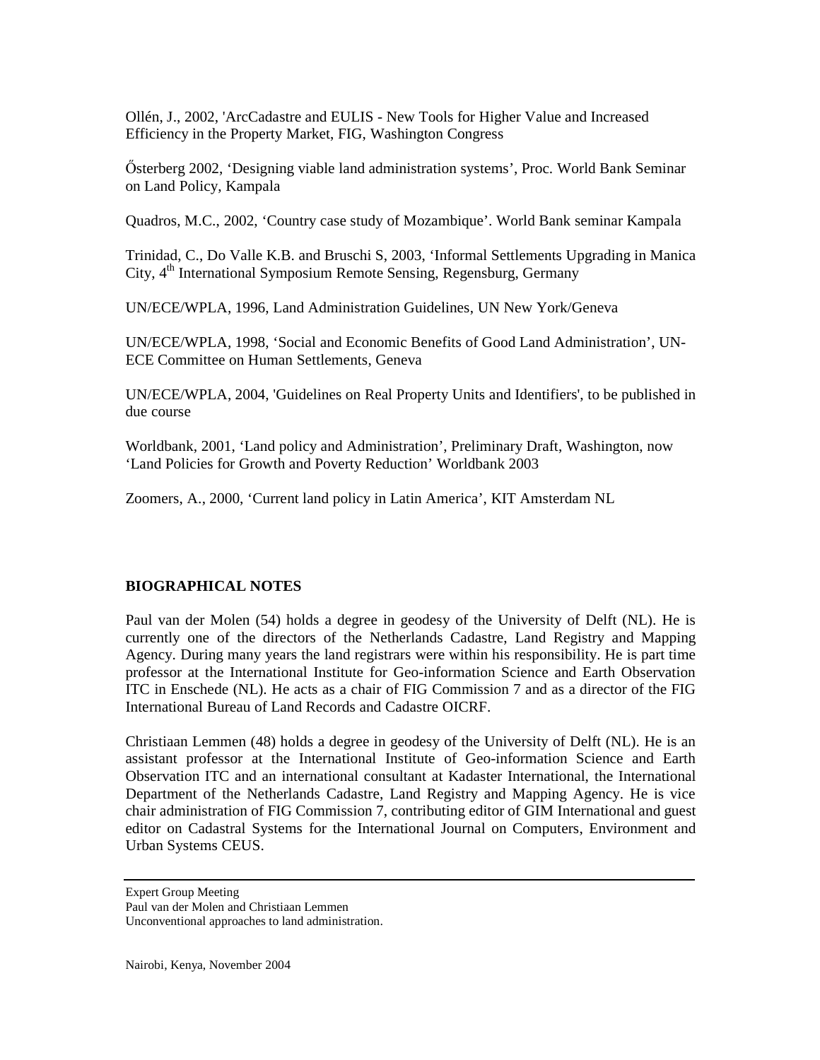Ollén, J., 2002, 'ArcCadastre and EULIS - New Tools for Higher Value and Increased Efficiency in the Property Market, FIG, Washington Congress

Ősterberg 2002, 'Designing viable land administration systems', Proc. World Bank Seminar on Land Policy, Kampala

Quadros, M.C., 2002, 'Country case study of Mozambique'. World Bank seminar Kampala

Trinidad, C., Do Valle K.B. and Bruschi S, 2003, 'Informal Settlements Upgrading in Manica City, 4th International Symposium Remote Sensing, Regensburg, Germany

UN/ECE/WPLA, 1996, Land Administration Guidelines, UN New York/Geneva

UN/ECE/WPLA, 1998, 'Social and Economic Benefits of Good Land Administration', UN-ECE Committee on Human Settlements, Geneva

UN/ECE/WPLA, 2004, 'Guidelines on Real Property Units and Identifiers', to be published in due course

Worldbank, 2001, 'Land policy and Administration', Preliminary Draft, Washington, now 'Land Policies for Growth and Poverty Reduction' Worldbank 2003

Zoomers, A., 2000, 'Current land policy in Latin America', KIT Amsterdam NL

## BIOGRAPHICAL NOTES

Paul van der Molen (54) holds a degree in geodesy of the University of Delft (NL). He is currently one of the directors of the Netherlands Cadastre, Land Registry and Mapping Agency. During many years the land registrars were within his responsibility. He is part time professor at the International Institute for Geo-information Science and Earth Observation ITC in Enschede (NL). He acts as a chair of FIG Commission 7 and as a director of the FIG International Bureau of Land Records and Cadastre OICRF.

Christiaan Lemmen (48) holds a degree in geodesy of the University of Delft (NL). He is an assistant professor at the International Institute of Geo-information Science and Earth Observation ITC and an international consultant at Kadaster International, the International Department of the Netherlands Cadastre, Land Registry and Mapping Agency. He is vice chair administration of FIG Commission 7, contributing editor of GIM International and guest editor on Cadastral Systems for the International Journal on Computers, Environment and Urban Systems CEUS.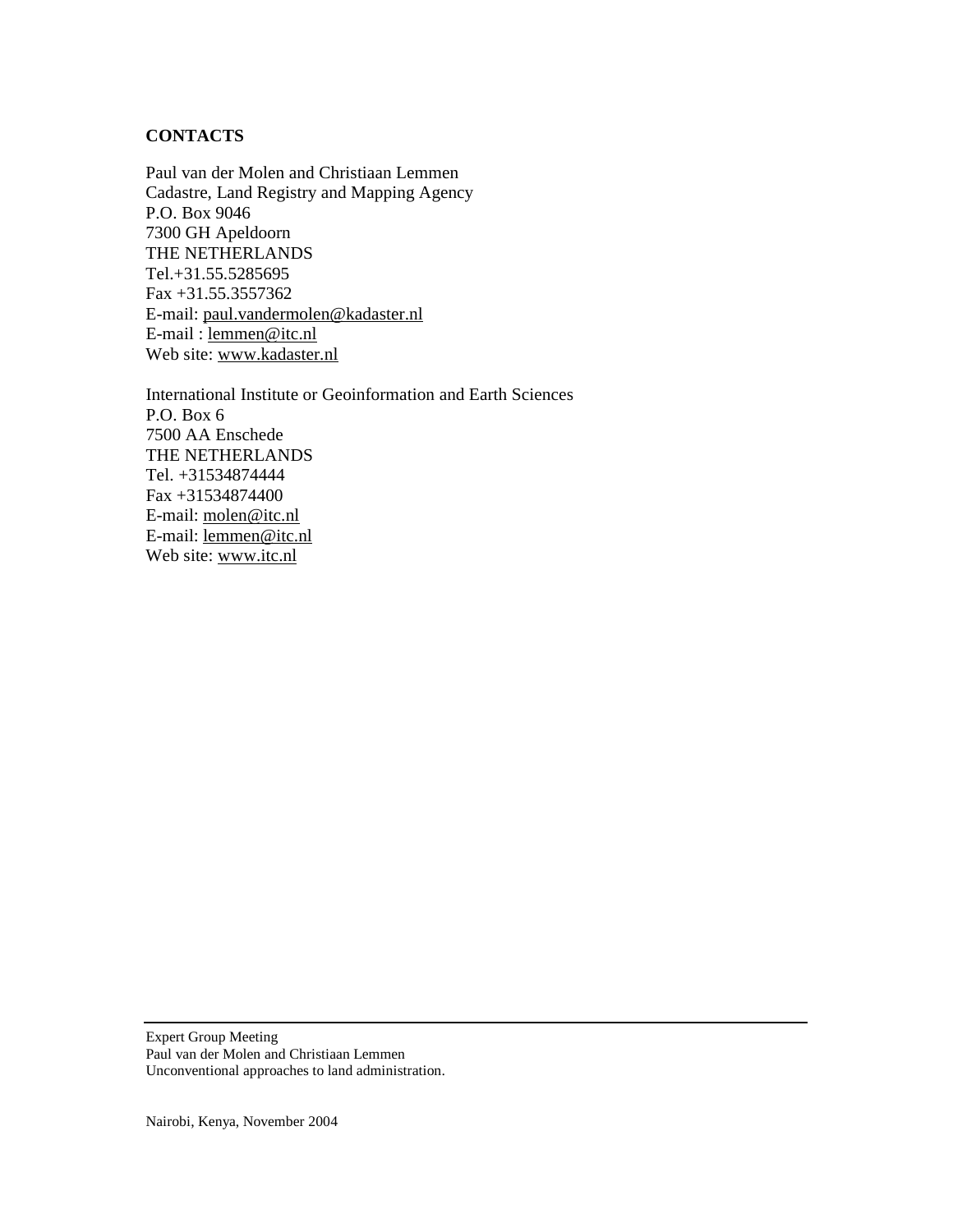**CONTACTS**

Paul van der Molen and Christiaan Lemmen
Cadastre, Land Registry and Mapping Agency
P.O. Box 9046
7300 GH Apeldoorn
THE NETHERLANDS
Tel.+31.55.5285695
Fax +31.55.3557362
E-mail: paul.vandermolen@kadaster.nl
E-mail : lemmen@itc.nl
Web site: www.kadaster.nl

International Institute or Geoinformation and Earth Sciences
P.O. Box 6
7500 AA Enschede
THE NETHERLANDS
Tel. +31534874444
Fax +31534874400
E-mail: molen@itc.nl
E-mail: lemmen@itc.nl
Web site: www.itc.nl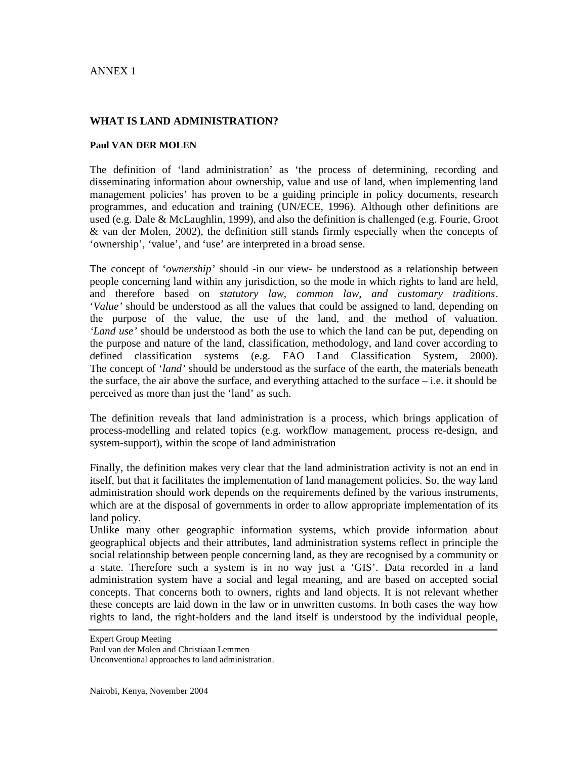ANNEX 1

## WHAT IS LAND ADMINISTRATION?

**Paul VAN DER MOLEN**

The definition of 'land administration' as 'the process of determining, recording and disseminating information about ownership, value and use of land, when implementing land management policies' has proven to be a guiding principle in policy documents, research programmes, and education and training (UN/ECE, 1996). Although other definitions are used (e.g. Dale & McLaughlin, 1999), and also the definition is challenged (e.g. Fourie, Groot & van der Molen, 2002), the definition still stands firmly especially when the concepts of 'ownership', 'value', and 'use' are interpreted in a broad sense.

The concept of '*ownership*' should -in our view- be understood as a relationship between people concerning land within any jurisdiction, so the mode in which rights to land are held, and therefore based on *statutory law, common law, and customary traditions*. '*Value*' should be understood as all the values that could be assigned to land, depending on the purpose of the value, the use of the land, and the method of valuation. *'Land use'* should be understood as both the use to which the land can be put, depending on the purpose and nature of the land, classification, methodology, and land cover according to defined classification systems (e.g. FAO Land Classification System, 2000). The concept of '*land*' should be understood as the surface of the earth, the materials beneath the surface, the air above the surface, and everything attached to the surface – i.e. it should be perceived as more than just the 'land' as such.

The definition reveals that land administration is a process, which brings application of process-modelling and related topics (e.g. workflow management, process re-design, and system-support), within the scope of land administration

Finally, the definition makes very clear that the land administration activity is not an end in itself, but that it facilitates the implementation of land management policies. So, the way land administration should work depends on the requirements defined by the various instruments, which are at the disposal of governments in order to allow appropriate implementation of its land policy.

Unlike many other geographic information systems, which provide information about geographical objects and their attributes, land administration systems reflect in principle the social relationship between people concerning land, as they are recognised by a community or a state. Therefore such a system is in no way just a 'GIS'. Data recorded in a land administration system have a social and legal meaning, and are based on accepted social concepts. That concerns both to owners, rights and land objects. It is not relevant whether these concepts are laid down in the law or in unwritten customs. In both cases the way how rights to land, the right-holders and the land itself is understood by the individual people,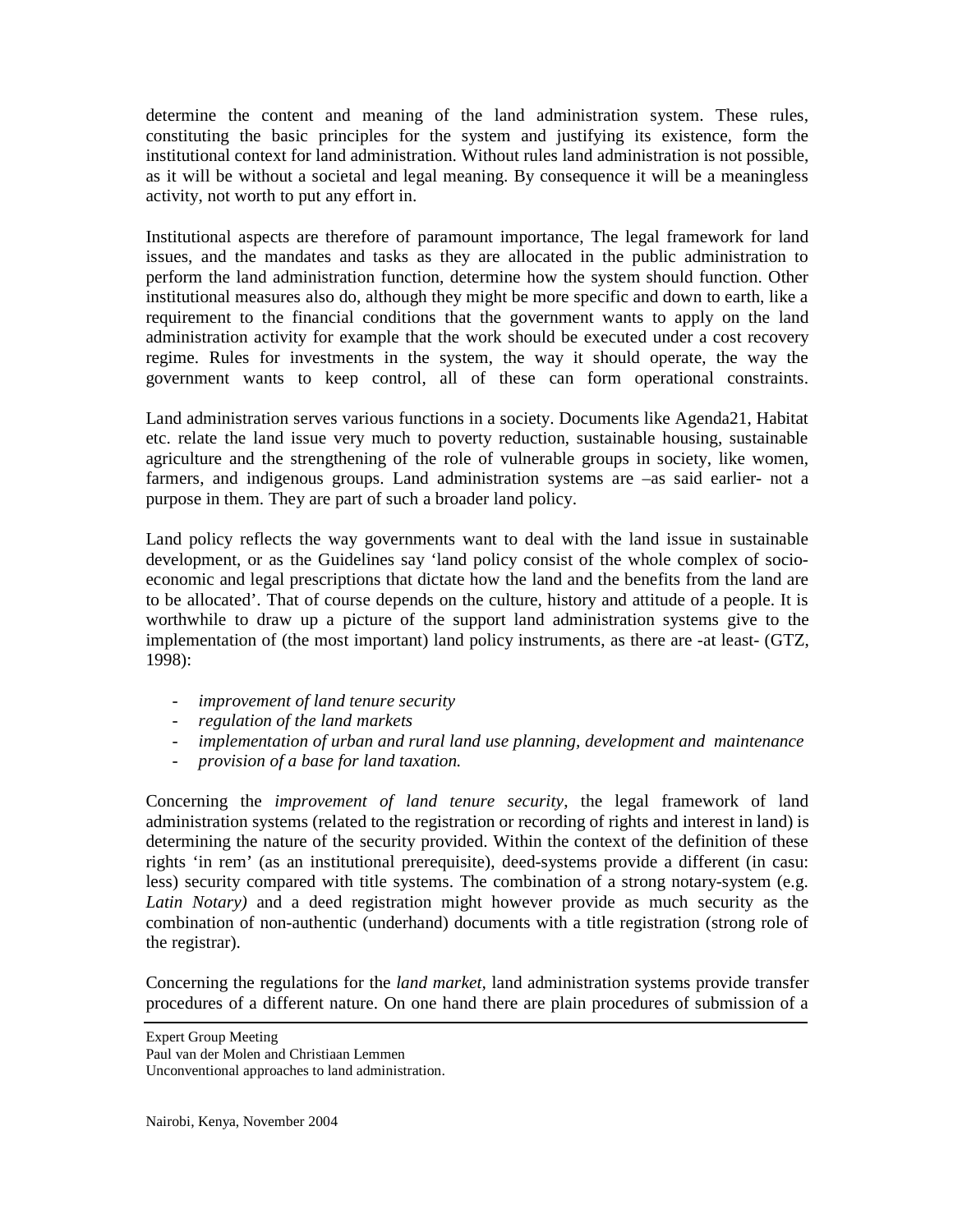determine the content and meaning of the land administration system. These rules, constituting the basic principles for the system and justifying its existence, form the institutional context for land administration. Without rules land administration is not possible, as it will be without a societal and legal meaning. By consequence it will be a meaningless activity, not worth to put any effort in.

Institutional aspects are therefore of paramount importance, The legal framework for land issues, and the mandates and tasks as they are allocated in the public administration to perform the land administration function, determine how the system should function. Other institutional measures also do, although they might be more specific and down to earth, like a requirement to the financial conditions that the government wants to apply on the land administration activity for example that the work should be executed under a cost recovery regime. Rules for investments in the system, the way it should operate, the way the government wants to keep control, all of these can form operational constraints.

Land administration serves various functions in a society. Documents like Agenda21, Habitat etc. relate the land issue very much to poverty reduction, sustainable housing, sustainable agriculture and the strengthening of the role of vulnerable groups in society, like women, farmers, and indigenous groups. Land administration systems are –as said earlier- not a purpose in them. They are part of such a broader land policy.

Land policy reflects the way governments want to deal with the land issue in sustainable development, or as the Guidelines say 'land policy consist of the whole complex of socio-economic and legal prescriptions that dictate how the land and the benefits from the land are to be allocated'. That of course depends on the culture, history and attitude of a people. It is worthwhile to draw up a picture of the support land administration systems give to the implementation of (the most important) land policy instruments, as there are -at least- (GTZ, 1998):

- *improvement of land tenure security*
- *regulation of the land markets*
- *implementation of urban and rural land use planning, development and maintenance*
- *provision of a base for land taxation.*

Concerning the *improvement of land tenure security*, the legal framework of land administration systems (related to the registration or recording of rights and interest in land) is determining the nature of the security provided. Within the context of the definition of these rights 'in rem' (as an institutional prerequisite), deed-systems provide a different (in casu: less) security compared with title systems. The combination of a strong notary-system (e.g. *Latin Notary)* and a deed registration might however provide as much security as the combination of non-authentic (underhand) documents with a title registration (strong role of the registrar).

Concerning the regulations for the *land market*, land administration systems provide transfer procedures of a different nature. On one hand there are plain procedures of submission of a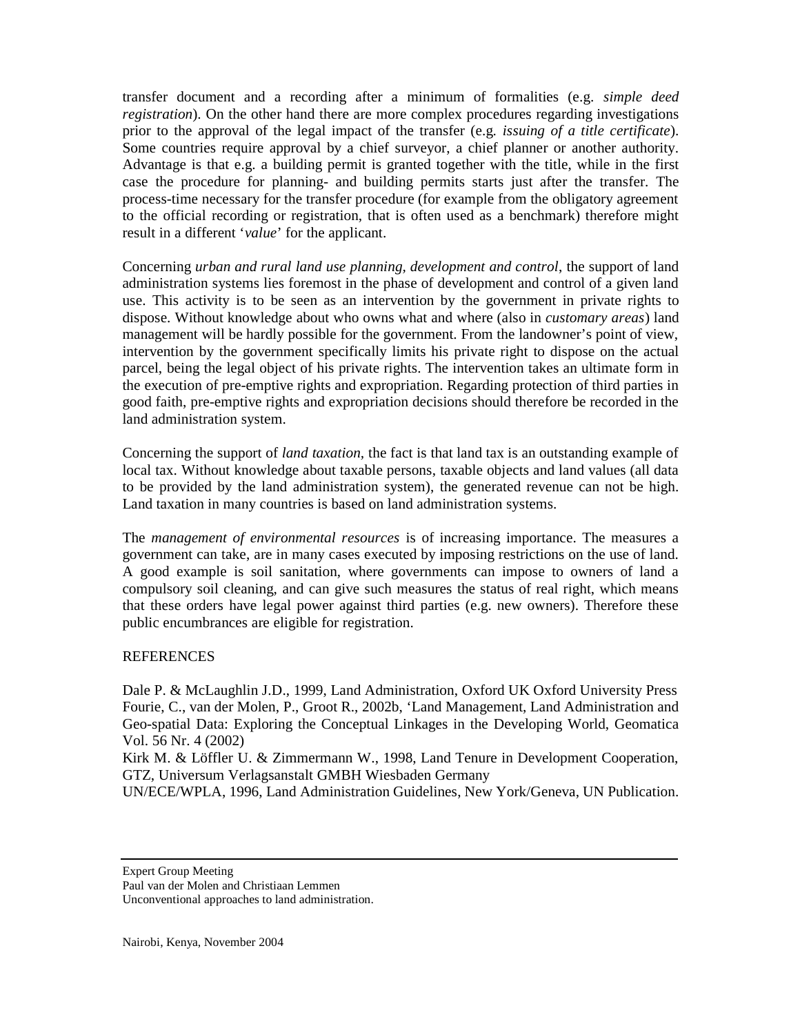transfer document and a recording after a minimum of formalities (e.g. *simple deed registration*). On the other hand there are more complex procedures regarding investigations prior to the approval of the legal impact of the transfer (e.g. *issuing of a title certificate*). Some countries require approval by a chief surveyor, a chief planner or another authority. Advantage is that e.g. a building permit is granted together with the title, while in the first case the procedure for planning- and building permits starts just after the transfer. The process-time necessary for the transfer procedure (for example from the obligatory agreement to the official recording or registration, that is often used as a benchmark) therefore might result in a different '*value*' for the applicant.

Concerning *urban and rural land use planning, development and control*, the support of land administration systems lies foremost in the phase of development and control of a given land use. This activity is to be seen as an intervention by the government in private rights to dispose. Without knowledge about who owns what and where (also in *customary areas*) land management will be hardly possible for the government. From the landowner's point of view, intervention by the government specifically limits his private right to dispose on the actual parcel, being the legal object of his private rights. The intervention takes an ultimate form in the execution of pre-emptive rights and expropriation. Regarding protection of third parties in good faith, pre-emptive rights and expropriation decisions should therefore be recorded in the land administration system.

Concerning the support of *land taxation*, the fact is that land tax is an outstanding example of local tax. Without knowledge about taxable persons, taxable objects and land values (all data to be provided by the land administration system), the generated revenue can not be high. Land taxation in many countries is based on land administration systems.

The *management of environmental resources* is of increasing importance. The measures a government can take, are in many cases executed by imposing restrictions on the use of land. A good example is soil sanitation, where governments can impose to owners of land a compulsory soil cleaning, and can give such measures the status of real right, which means that these orders have legal power against third parties (e.g. new owners). Therefore these public encumbrances are eligible for registration.

## REFERENCES

Dale P. & McLaughlin J.D., 1999, Land Administration, Oxford UK Oxford University Press

Fourie, C., van der Molen, P., Groot R., 2002b, 'Land Management, Land Administration and Geo-spatial Data: Exploring the Conceptual Linkages in the Developing World, Geomatica Vol. 56 Nr. 4 (2002)

Kirk M. & Löffler U. & Zimmermann W., 1998, Land Tenure in Development Cooperation, GTZ, Universum Verlagsanstalt GMBH Wiesbaden Germany

UN/ECE/WPLA, 1996, Land Administration Guidelines, New York/Geneva, UN Publication.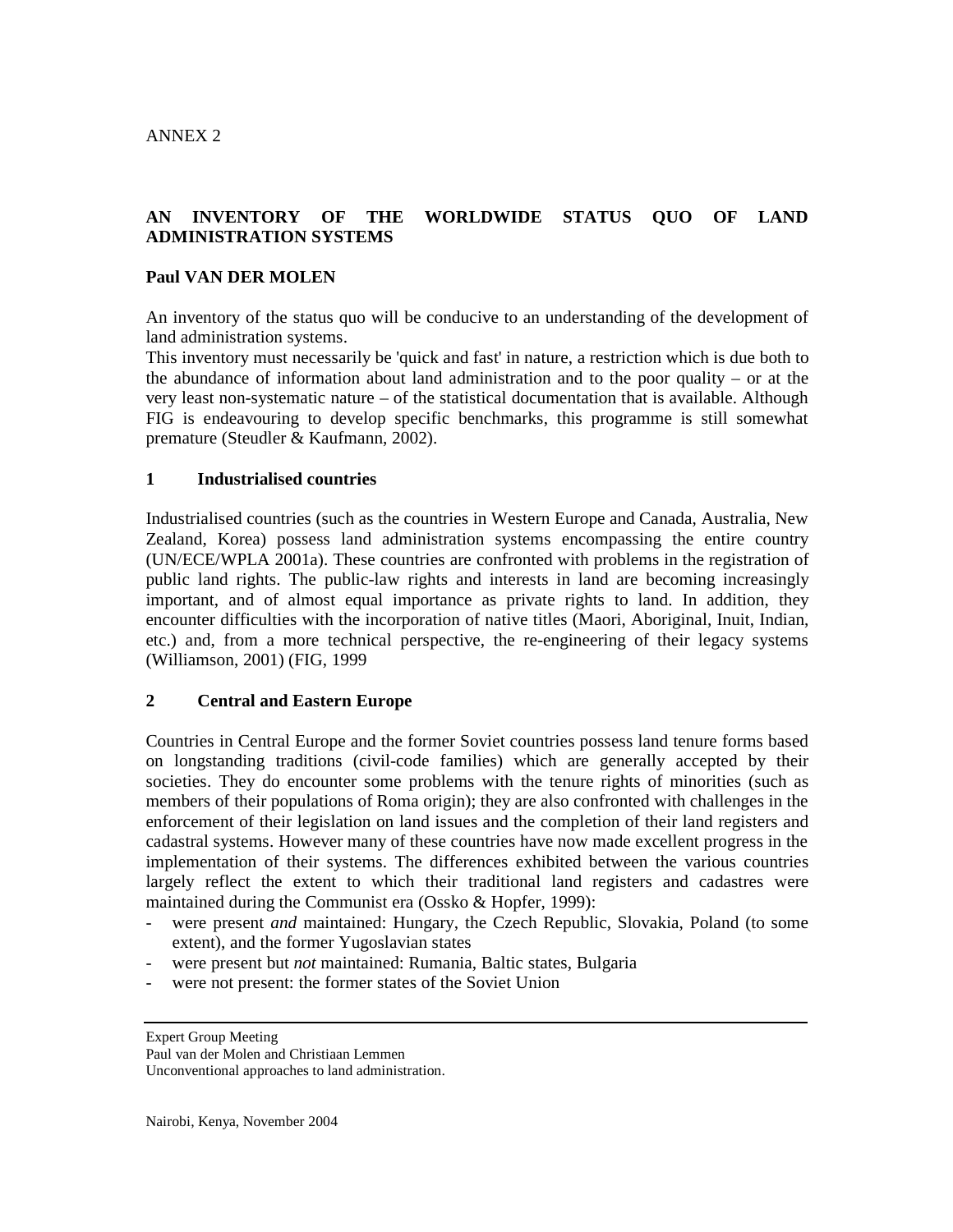ANNEX 2

## AN INVENTORY OF THE WORLDWIDE STATUS QUO OF LAND ADMINISTRATION SYSTEMS

**Paul VAN DER MOLEN**

An inventory of the status quo will be conducive to an understanding of the development of land administration systems.
This inventory must necessarily be 'quick and fast' in nature, a restriction which is due both to the abundance of information about land administration and to the poor quality – or at the very least non-systematic nature – of the statistical documentation that is available. Although FIG is endeavouring to develop specific benchmarks, this programme is still somewhat premature (Steudler & Kaufmann, 2002).

### 1 Industrialised countries

Industrialised countries (such as the countries in Western Europe and Canada, Australia, New Zealand, Korea) possess land administration systems encompassing the entire country (UN/ECE/WPLA 2001a). These countries are confronted with problems in the registration of public land rights. The public-law rights and interests in land are becoming increasingly important, and of almost equal importance as private rights to land. In addition, they encounter difficulties with the incorporation of native titles (Maori, Aboriginal, Inuit, Indian, etc.) and, from a more technical perspective, the re-engineering of their legacy systems (Williamson, 2001) (FIG, 1999

### 2 Central and Eastern Europe

Countries in Central Europe and the former Soviet countries possess land tenure forms based on longstanding traditions (civil-code families) which are generally accepted by their societies. They do encounter some problems with the tenure rights of minorities (such as members of their populations of Roma origin); they are also confronted with challenges in the enforcement of their legislation on land issues and the completion of their land registers and cadastral systems. However many of these countries have now made excellent progress in the implementation of their systems. The differences exhibited between the various countries largely reflect the extent to which their traditional land registers and cadastres were maintained during the Communist era (Ossko & Hopfer, 1999):

- were present *and* maintained: Hungary, the Czech Republic, Slovakia, Poland (to some extent), and the former Yugoslavian states
- were present but *not* maintained: Rumania, Baltic states, Bulgaria
- were not present: the former states of the Soviet Union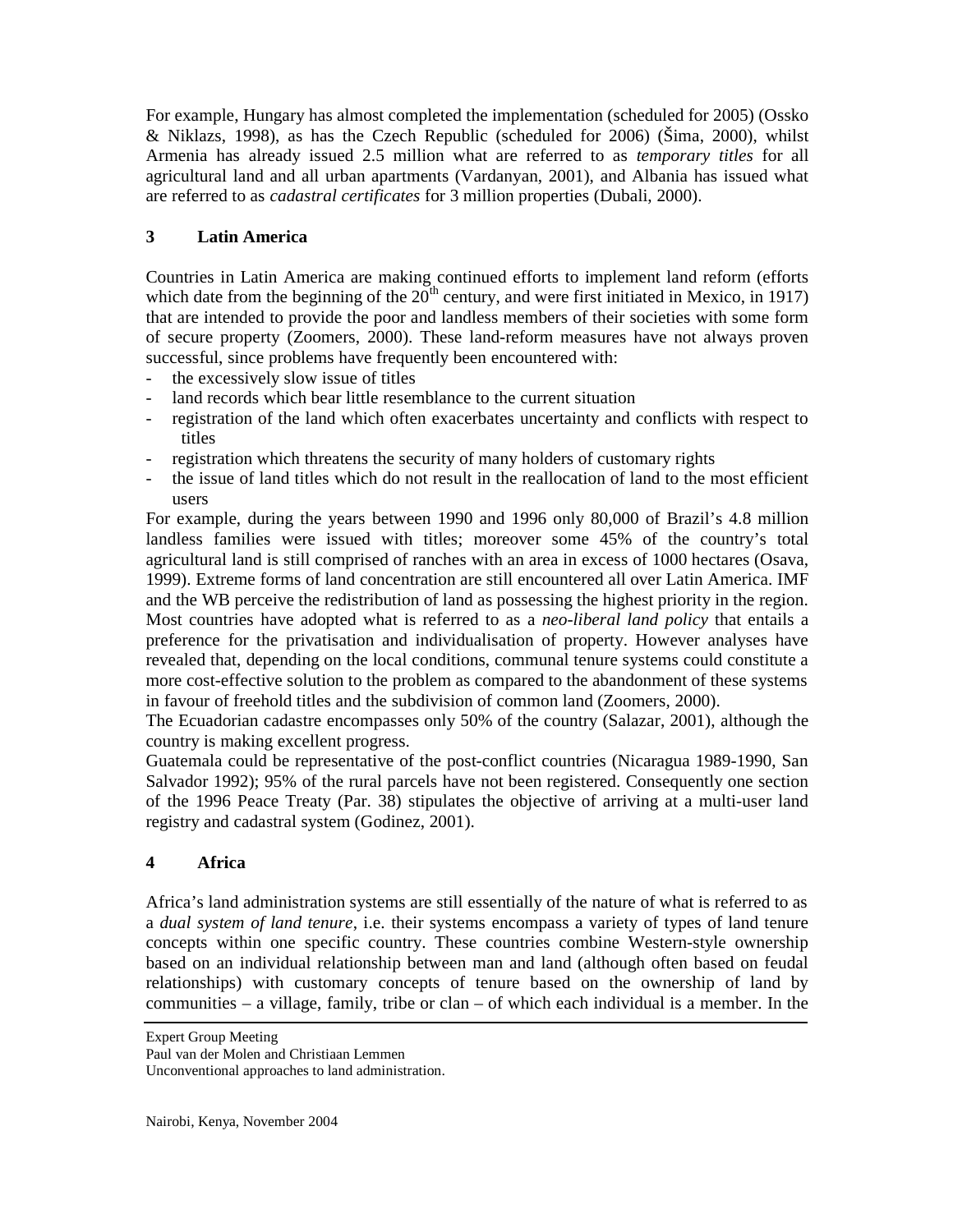For example, Hungary has almost completed the implementation (scheduled for 2005) (Ossko & Niklazs, 1998), as has the Czech Republic (scheduled for 2006) (Šima, 2000), whilst Armenia has already issued 2.5 million what are referred to as *temporary titles* for all agricultural land and all urban apartments (Vardanyan, 2001), and Albania has issued what are referred to as *cadastral certificates* for 3 million properties (Dubali, 2000).

## 3 Latin America

Countries in Latin America are making continued efforts to implement land reform (efforts which date from the beginning of the 20th century, and were first initiated in Mexico, in 1917) that are intended to provide the poor and landless members of their societies with some form of secure property (Zoomers, 2000). These land-reform measures have not always proven successful, since problems have frequently been encountered with:

- the excessively slow issue of titles
- land records which bear little resemblance to the current situation
- registration of the land which often exacerbates uncertainty and conflicts with respect to titles
- registration which threatens the security of many holders of customary rights
- the issue of land titles which do not result in the reallocation of land to the most efficient users

For example, during the years between 1990 and 1996 only 80,000 of Brazil's 4.8 million landless families were issued with titles; moreover some 45% of the country's total agricultural land is still comprised of ranches with an area in excess of 1000 hectares (Osava, 1999). Extreme forms of land concentration are still encountered all over Latin America. IMF and the WB perceive the redistribution of land as possessing the highest priority in the region. Most countries have adopted what is referred to as a *neo-liberal land policy* that entails a preference for the privatisation and individualisation of property. However analyses have revealed that, depending on the local conditions, communal tenure systems could constitute a more cost-effective solution to the problem as compared to the abandonment of these systems in favour of freehold titles and the subdivision of common land (Zoomers, 2000).

The Ecuadorian cadastre encompasses only 50% of the country (Salazar, 2001), although the country is making excellent progress.

Guatemala could be representative of the post-conflict countries (Nicaragua 1989-1990, San Salvador 1992); 95% of the rural parcels have not been registered. Consequently one section of the 1996 Peace Treaty (Par. 38) stipulates the objective of arriving at a multi-user land registry and cadastral system (Godinez, 2001).

## 4 Africa

Africa's land administration systems are still essentially of the nature of what is referred to as a *dual system of land tenure*, i.e. their systems encompass a variety of types of land tenure concepts within one specific country. These countries combine Western-style ownership based on an individual relationship between man and land (although often based on feudal relationships) with customary concepts of tenure based on the ownership of land by communities – a village, family, tribe or clan – of which each individual is a member. In the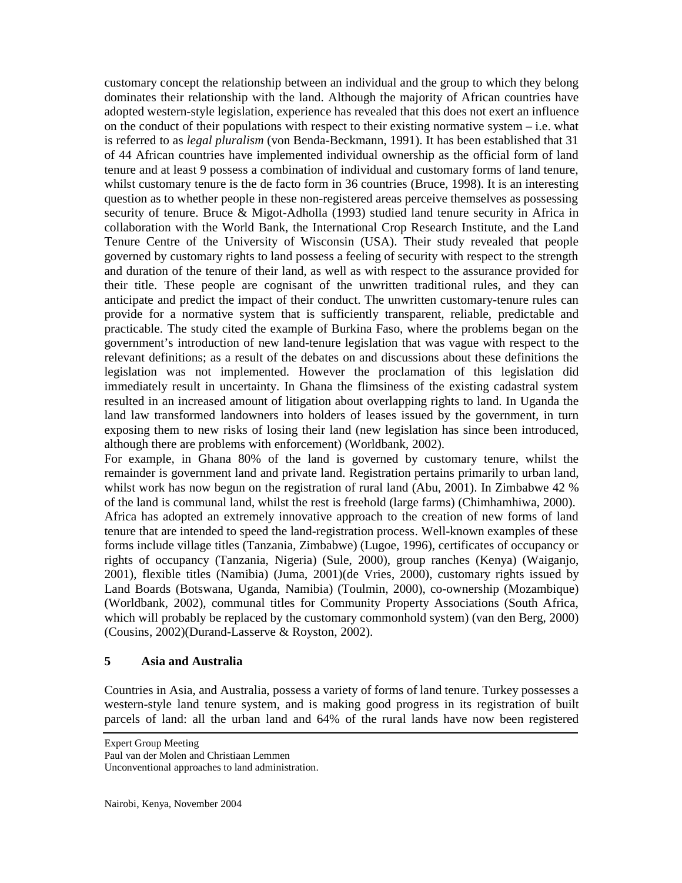customary concept the relationship between an individual and the group to which they belong dominates their relationship with the land. Although the majority of African countries have adopted western-style legislation, experience has revealed that this does not exert an influence on the conduct of their populations with respect to their existing normative system – i.e. what is referred to as *legal pluralism* (von Benda-Beckmann, 1991). It has been established that 31 of 44 African countries have implemented individual ownership as the official form of land tenure and at least 9 possess a combination of individual and customary forms of land tenure, whilst customary tenure is the de facto form in 36 countries (Bruce, 1998). It is an interesting question as to whether people in these non-registered areas perceive themselves as possessing security of tenure. Bruce & Migot-Adholla (1993) studied land tenure security in Africa in collaboration with the World Bank, the International Crop Research Institute, and the Land Tenure Centre of the University of Wisconsin (USA). Their study revealed that people governed by customary rights to land possess a feeling of security with respect to the strength and duration of the tenure of their land, as well as with respect to the assurance provided for their title. These people are cognisant of the unwritten traditional rules, and they can anticipate and predict the impact of their conduct. The unwritten customary-tenure rules can provide for a normative system that is sufficiently transparent, reliable, predictable and practicable. The study cited the example of Burkina Faso, where the problems began on the government's introduction of new land-tenure legislation that was vague with respect to the relevant definitions; as a result of the debates on and discussions about these definitions the legislation was not implemented. However the proclamation of this legislation did immediately result in uncertainty. In Ghana the flimsiness of the existing cadastral system resulted in an increased amount of litigation about overlapping rights to land. In Uganda the land law transformed landowners into holders of leases issued by the government, in turn exposing them to new risks of losing their land (new legislation has since been introduced, although there are problems with enforcement) (Worldbank, 2002).

For example, in Ghana 80% of the land is governed by customary tenure, whilst the remainder is government land and private land. Registration pertains primarily to urban land, whilst work has now begun on the registration of rural land (Abu, 2001). In Zimbabwe 42 % of the land is communal land, whilst the rest is freehold (large farms) (Chimhamhiwa, 2000).

Africa has adopted an extremely innovative approach to the creation of new forms of land tenure that are intended to speed the land-registration process. Well-known examples of these forms include village titles (Tanzania, Zimbabwe) (Lugoe, 1996), certificates of occupancy or rights of occupancy (Tanzania, Nigeria) (Sule, 2000), group ranches (Kenya) (Waiganjo, 2001), flexible titles (Namibia) (Juma, 2001)(de Vries, 2000), customary rights issued by Land Boards (Botswana, Uganda, Namibia) (Toulmin, 2000), co-ownership (Mozambique) (Worldbank, 2002), communal titles for Community Property Associations (South Africa, which will probably be replaced by the customary commonhold system) (van den Berg, 2000) (Cousins, 2002)(Durand-Lasserve & Royston, 2002).

## 5 Asia and Australia

Countries in Asia, and Australia, possess a variety of forms of land tenure. Turkey possesses a western-style land tenure system, and is making good progress in its registration of built parcels of land: all the urban land and 64% of the rural lands have now been registered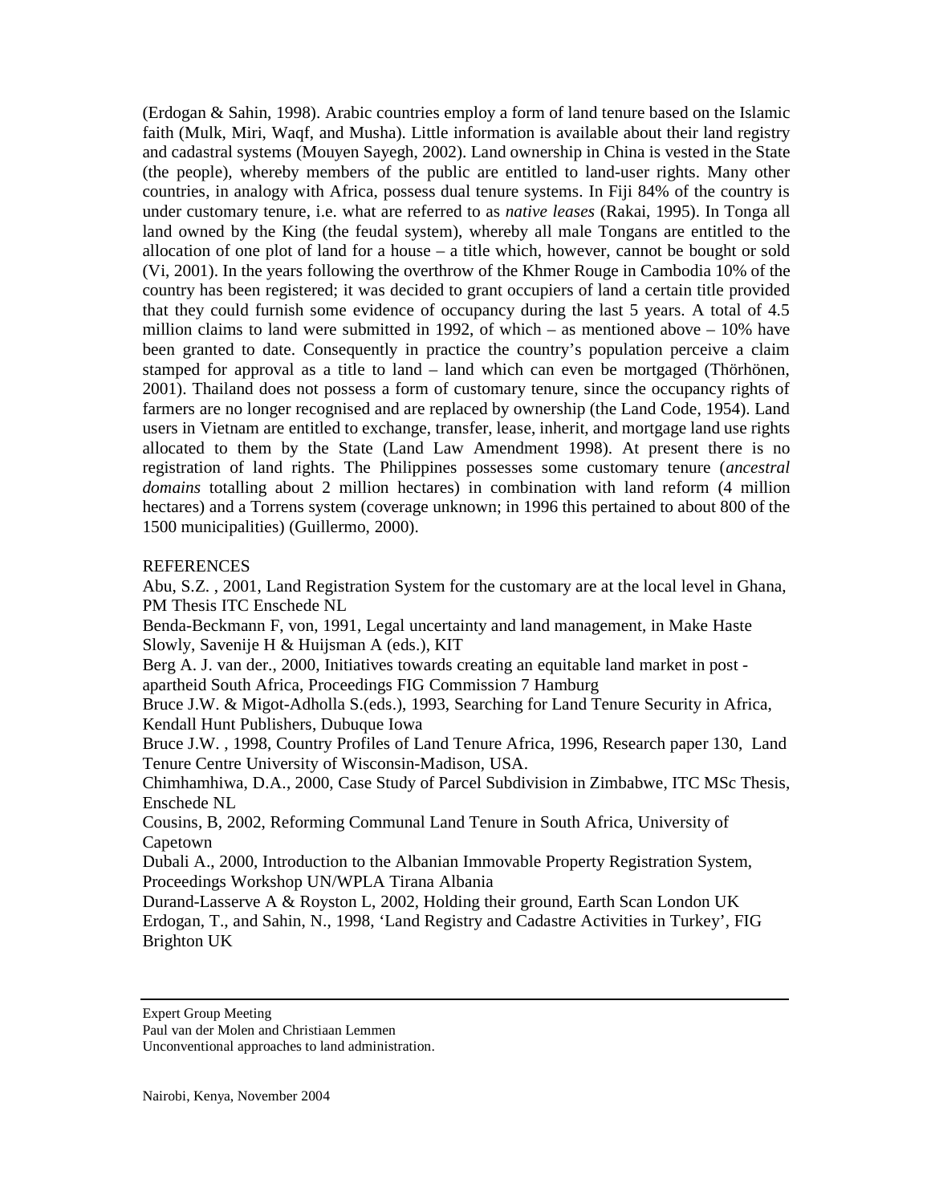(Erdogan & Sahin, 1998). Arabic countries employ a form of land tenure based on the Islamic faith (Mulk, Miri, Waqf, and Musha). Little information is available about their land registry and cadastral systems (Mouyen Sayegh, 2002). Land ownership in China is vested in the State (the people), whereby members of the public are entitled to land-user rights. Many other countries, in analogy with Africa, possess dual tenure systems. In Fiji 84% of the country is under customary tenure, i.e. what are referred to as *native leases* (Rakai, 1995). In Tonga all land owned by the King (the feudal system), whereby all male Tongans are entitled to the allocation of one plot of land for a house – a title which, however, cannot be bought or sold (Vi, 2001). In the years following the overthrow of the Khmer Rouge in Cambodia 10% of the country has been registered; it was decided to grant occupiers of land a certain title provided that they could furnish some evidence of occupancy during the last 5 years. A total of 4.5 million claims to land were submitted in 1992, of which – as mentioned above – 10% have been granted to date. Consequently in practice the country's population perceive a claim stamped for approval as a title to land – land which can even be mortgaged (Thörhönen, 2001). Thailand does not possess a form of customary tenure, since the occupancy rights of farmers are no longer recognised and are replaced by ownership (the Land Code, 1954). Land users in Vietnam are entitled to exchange, transfer, lease, inherit, and mortgage land use rights allocated to them by the State (Land Law Amendment 1998). At present there is no registration of land rights. The Philippines possesses some customary tenure (*ancestral domains* totalling about 2 million hectares) in combination with land reform (4 million hectares) and a Torrens system (coverage unknown; in 1996 this pertained to about 800 of the 1500 municipalities) (Guillermo, 2000).

REFERENCES

Abu, S.Z. , 2001, Land Registration System for the customary are at the local level in Ghana, PM Thesis ITC Enschede NL

Benda-Beckmann F, von, 1991, Legal uncertainty and land management, in Make Haste Slowly, Savenije H & Huijsman A (eds.), KIT

Berg A. J. van der., 2000, Initiatives towards creating an equitable land market in post - apartheid South Africa, Proceedings FIG Commission 7 Hamburg

Bruce J.W. & Migot-Adholla S.(eds.), 1993, Searching for Land Tenure Security in Africa, Kendall Hunt Publishers, Dubuque Iowa

Bruce J.W. , 1998, Country Profiles of Land Tenure Africa, 1996, Research paper 130, Land Tenure Centre University of Wisconsin-Madison, USA.

Chimhamhiwa, D.A., 2000, Case Study of Parcel Subdivision in Zimbabwe, ITC MSc Thesis, Enschede NL

Cousins, B, 2002, Reforming Communal Land Tenure in South Africa, University of Capetown

Dubali A., 2000, Introduction to the Albanian Immovable Property Registration System, Proceedings Workshop UN/WPLA Tirana Albania

Durand-Lasserve A & Royston L, 2002, Holding their ground, Earth Scan London UK

Erdogan, T., and Sahin, N., 1998, 'Land Registry and Cadastre Activities in Turkey', FIG Brighton UK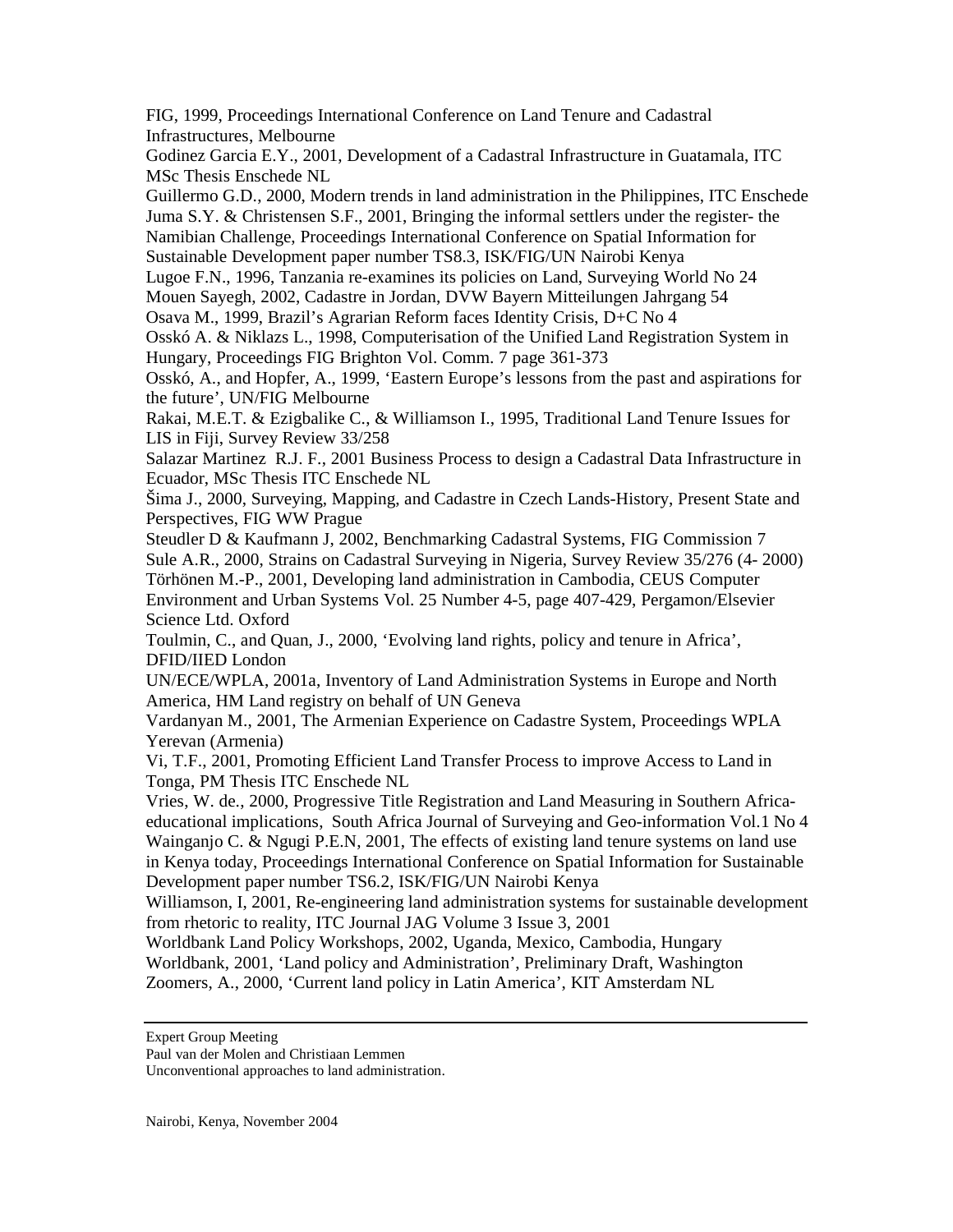FIG, 1999, Proceedings International Conference on Land Tenure and Cadastral Infrastructures, Melbourne

Godinez Garcia E.Y., 2001, Development of a Cadastral Infrastructure in Guatamala, ITC MSc Thesis Enschede NL

Guillermo G.D., 2000, Modern trends in land administration in the Philippines, ITC Enschede

Juma S.Y. & Christensen S.F., 2001, Bringing the informal settlers under the register- the Namibian Challenge, Proceedings International Conference on Spatial Information for Sustainable Development paper number TS8.3, ISK/FIG/UN Nairobi Kenya

Lugoe F.N., 1996, Tanzania re-examines its policies on Land, Surveying World No 24

Mouen Sayegh, 2002, Cadastre in Jordan, DVW Bayern Mitteilungen Jahrgang 54

Osava M., 1999, Brazil's Agrarian Reform faces Identity Crisis, D+C No 4

Osskó A. & Niklazs L., 1998, Computerisation of the Unified Land Registration System in Hungary, Proceedings FIG Brighton Vol. Comm. 7 page 361-373

Osskó, A., and Hopfer, A., 1999, 'Eastern Europe's lessons from the past and aspirations for the future', UN/FIG Melbourne

Rakai, M.E.T. & Ezigbalike C., & Williamson I., 1995, Traditional Land Tenure Issues for LIS in Fiji, Survey Review 33/258

Salazar Martinez R.J. F., 2001 Business Process to design a Cadastral Data Infrastructure in Ecuador, MSc Thesis ITC Enschede NL

Šima J., 2000, Surveying, Mapping, and Cadastre in Czech Lands-History, Present State and Perspectives, FIG WW Prague

Steudler D & Kaufmann J, 2002, Benchmarking Cadastral Systems, FIG Commission 7

Sule A.R., 2000, Strains on Cadastral Surveying in Nigeria, Survey Review 35/276 (4- 2000)

Törhönen M.-P., 2001, Developing land administration in Cambodia, CEUS Computer Environment and Urban Systems Vol. 25 Number 4-5, page 407-429, Pergamon/Elsevier Science Ltd. Oxford

Toulmin, C., and Quan, J., 2000, 'Evolving land rights, policy and tenure in Africa', DFID/IIED London

UN/ECE/WPLA, 2001a, Inventory of Land Administration Systems in Europe and North America, HM Land registry on behalf of UN Geneva

Vardanyan M., 2001, The Armenian Experience on Cadastre System, Proceedings WPLA Yerevan (Armenia)

Vi, T.F., 2001, Promoting Efficient Land Transfer Process to improve Access to Land in Tonga, PM Thesis ITC Enschede NL

Vries, W. de., 2000, Progressive Title Registration and Land Measuring in Southern Africa- educational implications, South Africa Journal of Surveying and Geo-information Vol.1 No 4

Wainganjo C. & Ngugi P.E.N, 2001, The effects of existing land tenure systems on land use in Kenya today, Proceedings International Conference on Spatial Information for Sustainable Development paper number TS6.2, ISK/FIG/UN Nairobi Kenya

Williamson, I, 2001, Re-engineering land administration systems for sustainable development from rhetoric to reality, ITC Journal JAG Volume 3 Issue 3, 2001

Worldbank Land Policy Workshops, 2002, Uganda, Mexico, Cambodia, Hungary

Worldbank, 2001, 'Land policy and Administration', Preliminary Draft, Washington

Zoomers, A., 2000, 'Current land policy in Latin America', KIT Amsterdam NL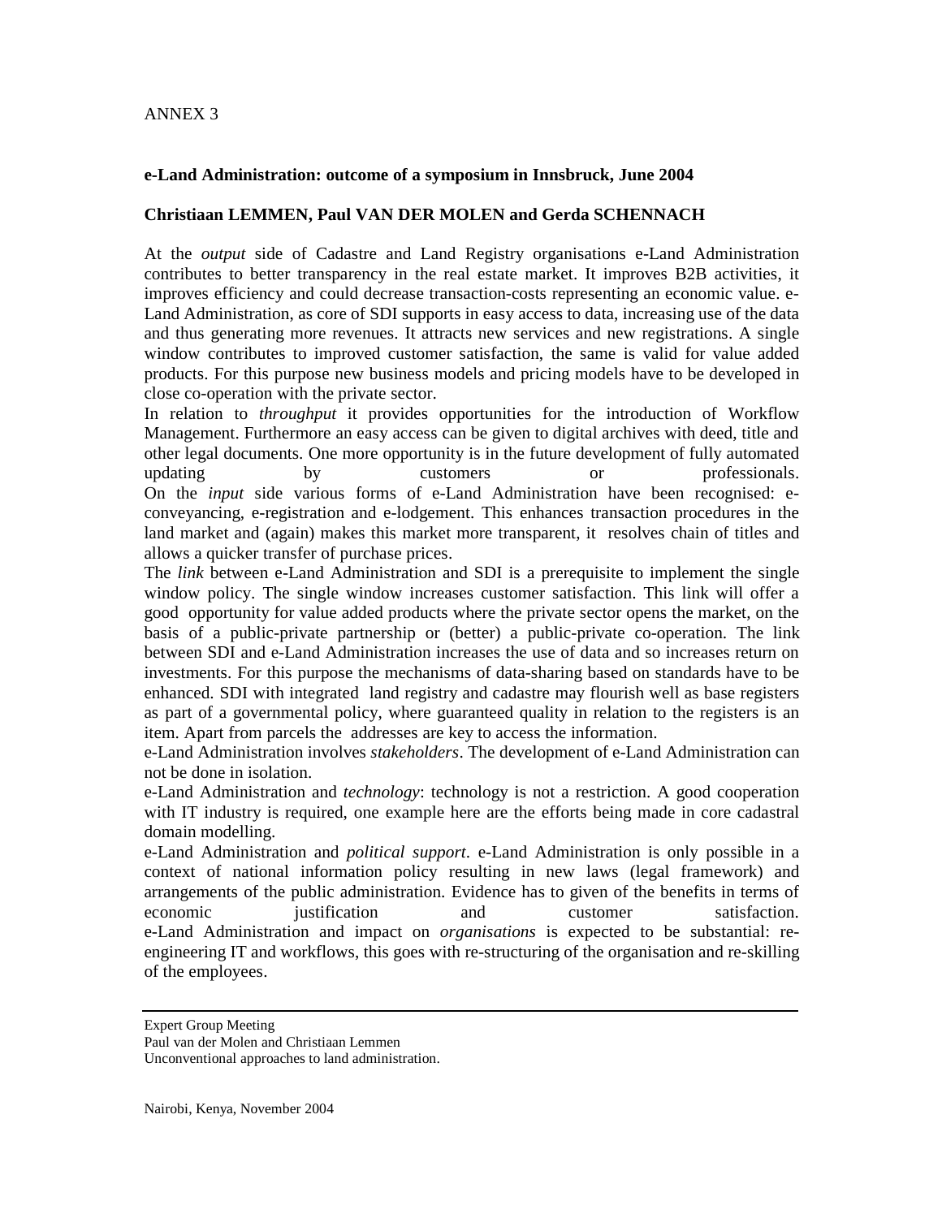ANNEX 3

**e-Land Administration: outcome of a symposium in Innsbruck, June 2004**

**Christiaan LEMMEN, Paul VAN DER MOLEN and Gerda SCHENNACH**

At the *output* side of Cadastre and Land Registry organisations e-Land Administration contributes to better transparency in the real estate market. It improves B2B activities, it improves efficiency and could decrease transaction-costs representing an economic value. e-Land Administration, as core of SDI supports in easy access to data, increasing use of the data and thus generating more revenues. It attracts new services and new registrations. A single window contributes to improved customer satisfaction, the same is valid for value added products. For this purpose new business models and pricing models have to be developed in close co-operation with the private sector.

In relation to *throughput* it provides opportunities for the introduction of Workflow Management. Furthermore an easy access can be given to digital archives with deed, title and other legal documents. One more opportunity is in the future development of fully automated updating by customers or professionals.

On the *input* side various forms of e-Land Administration have been recognised: e-conveyancing, e-registration and e-lodgement. This enhances transaction procedures in the land market and (again) makes this market more transparent, it resolves chain of titles and allows a quicker transfer of purchase prices.

The *link* between e-Land Administration and SDI is a prerequisite to implement the single window policy. The single window increases customer satisfaction. This link will offer a good opportunity for value added products where the private sector opens the market, on the basis of a public-private partnership or (better) a public-private co-operation. The link between SDI and e-Land Administration increases the use of data and so increases return on investments. For this purpose the mechanisms of data-sharing based on standards have to be enhanced. SDI with integrated land registry and cadastre may flourish well as base registers as part of a governmental policy, where guaranteed quality in relation to the registers is an item. Apart from parcels the addresses are key to access the information.

e-Land Administration involves *stakeholders*. The development of e-Land Administration can not be done in isolation.

e-Land Administration and *technology*: technology is not a restriction. A good cooperation with IT industry is required, one example here are the efforts being made in core cadastral domain modelling.

e-Land Administration and *political support*. e-Land Administration is only possible in a context of national information policy resulting in new laws (legal framework) and arrangements of the public administration. Evidence has to given of the benefits in terms of economic justification and customer satisfaction.

e-Land Administration and impact on *organisations* is expected to be substantial: re-engineering IT and workflows, this goes with re-structuring of the organisation and re-skilling of the employees.